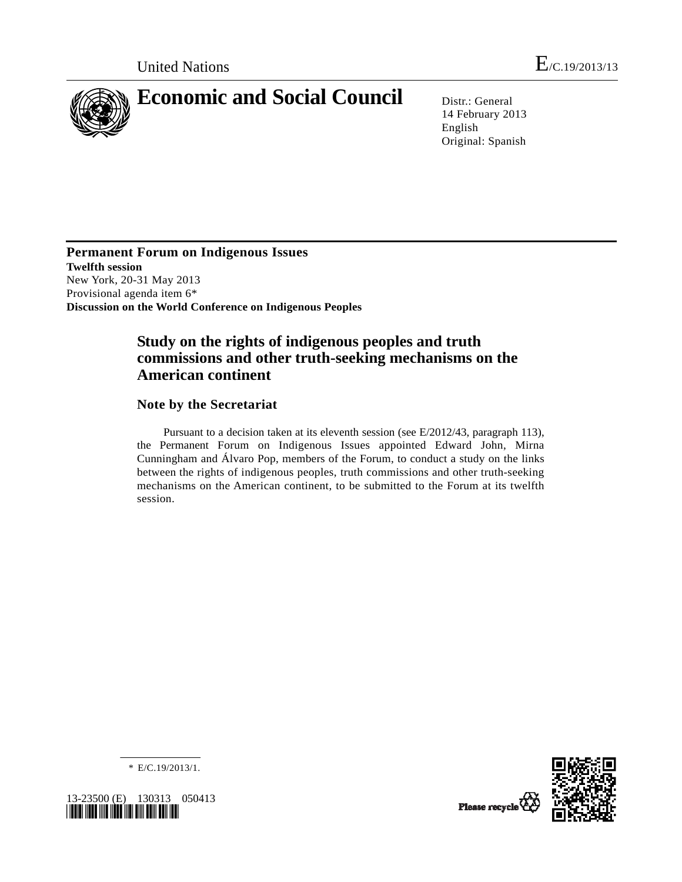United Nations E/C.19/2013/13

# Economic and Social Council

Distr.: General
14 February 2013
English
Original: Spanish

**Permanent Forum on Indigenous Issues**
**Twelfth session**
New York, 20-31 May 2013
Provisional agenda item 6*
**Discussion on the World Conference on Indigenous Peoples**

## Study on the rights of indigenous peoples and truth commissions and other truth-seeking mechanisms on the American continent

### Note by the Secretariat

Pursuant to a decision taken at its eleventh session (see E/2012/43, paragraph 113), the Permanent Forum on Indigenous Issues appointed Edward John, Mirna Cunningham and Álvaro Pop, members of the Forum, to conduct a study on the links between the rights of indigenous peoples, truth commissions and other truth-seeking mechanisms on the American continent, to be submitted to the Forum at its twelfth session.

\* E/C.19/2013/1.

13-23500 (E) 130313 050413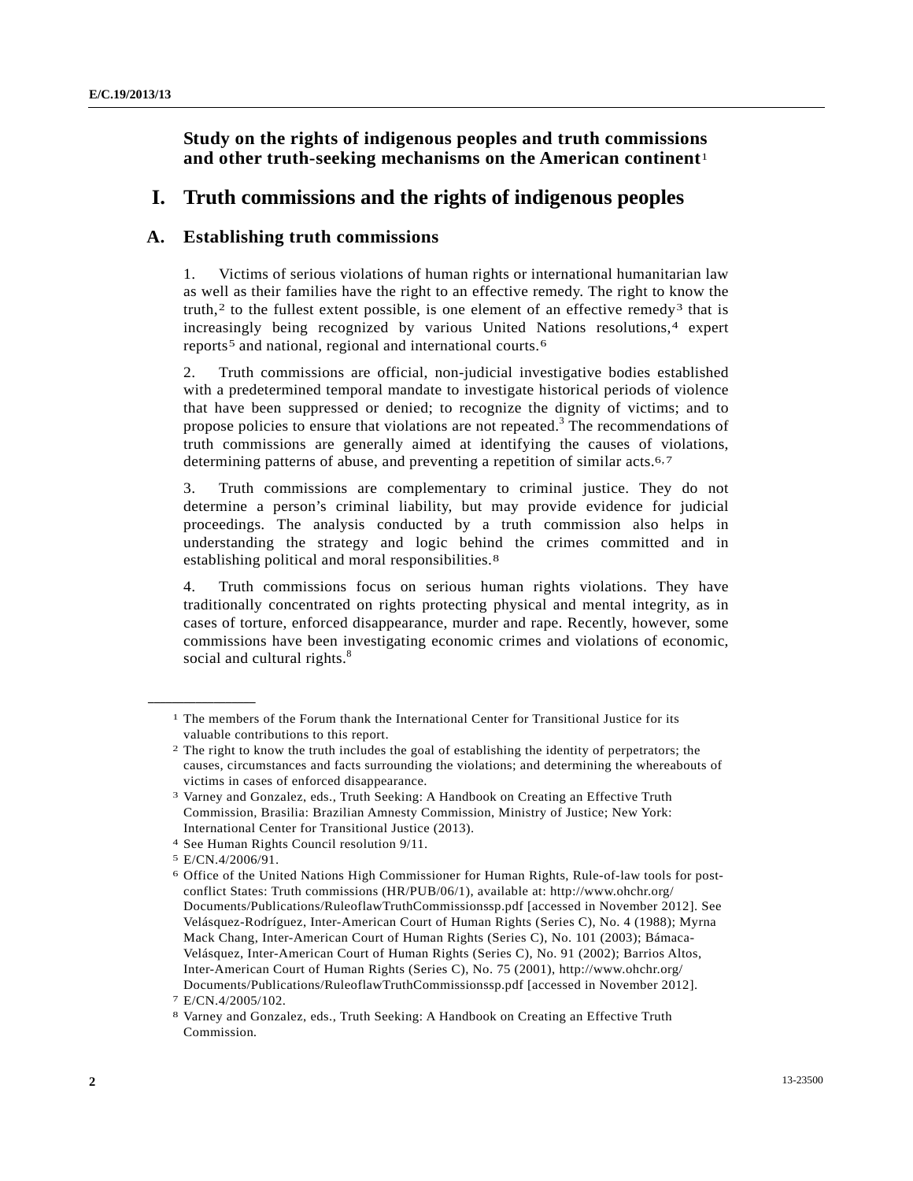## Study on the rights of indigenous peoples and truth commissions and other truth-seeking mechanisms on the American continent[1]

# I. Truth commissions and the rights of indigenous peoples

## A. Establishing truth commissions

1. Victims of serious violations of human rights or international humanitarian law as well as their families have the right to an effective remedy. The right to know the truth,[2] to the fullest extent possible, is one element of an effective remedy[3] that is increasingly being recognized by various United Nations resolutions,[4] expert reports[5] and national, regional and international courts.[6]

2. Truth commissions are official, non-judicial investigative bodies established with a predetermined temporal mandate to investigate historical periods of violence that have been suppressed or denied; to recognize the dignity of victims; and to propose policies to ensure that violations are not repeated.[3] The recommendations of truth commissions are generally aimed at identifying the causes of violations, determining patterns of abuse, and preventing a repetition of similar acts.[6,7]

3. Truth commissions are complementary to criminal justice. They do not determine a person's criminal liability, but may provide evidence for judicial proceedings. The analysis conducted by a truth commission also helps in understanding the strategy and logic behind the crimes committed and in establishing political and moral responsibilities.[8]

4. Truth commissions focus on serious human rights violations. They have traditionally concentrated on rights protecting physical and mental integrity, as in cases of torture, enforced disappearance, murder and rape. Recently, however, some commissions have been investigating economic crimes and violations of economic, social and cultural rights.[8]

---

[1] The members of the Forum thank the International Center for Transitional Justice for its valuable contributions to this report.

[2] The right to know the truth includes the goal of establishing the identity of perpetrators; the causes, circumstances and facts surrounding the violations; and determining the whereabouts of victims in cases of enforced disappearance.

[3] Varney and Gonzalez, eds., Truth Seeking: A Handbook on Creating an Effective Truth Commission, Brasilia: Brazilian Amnesty Commission, Ministry of Justice; New York: International Center for Transitional Justice (2013).

[4] See Human Rights Council resolution 9/11.

[5] E/CN.4/2006/91.

[6] Office of the United Nations High Commissioner for Human Rights, Rule-of-law tools for post-conflict States: Truth commissions (HR/PUB/06/1), available at: http://www.ohchr.org/Documents/Publications/RuleoflawTruthCommissionssp.pdf [accessed in November 2012]. See Velásquez-Rodríguez, Inter-American Court of Human Rights (Series C), No. 4 (1988); Myrna Mack Chang, Inter-American Court of Human Rights (Series C), No. 101 (2003); Bámaca-Velásquez, Inter-American Court of Human Rights (Series C), No. 91 (2002); Barrios Altos, Inter-American Court of Human Rights (Series C), No. 75 (2001), http://www.ohchr.org/Documents/Publications/RuleoflawTruthCommissionssp.pdf [accessed in November 2012].

[7] E/CN.4/2005/102.

[8] Varney and Gonzalez, eds., Truth Seeking: A Handbook on Creating an Effective Truth Commission.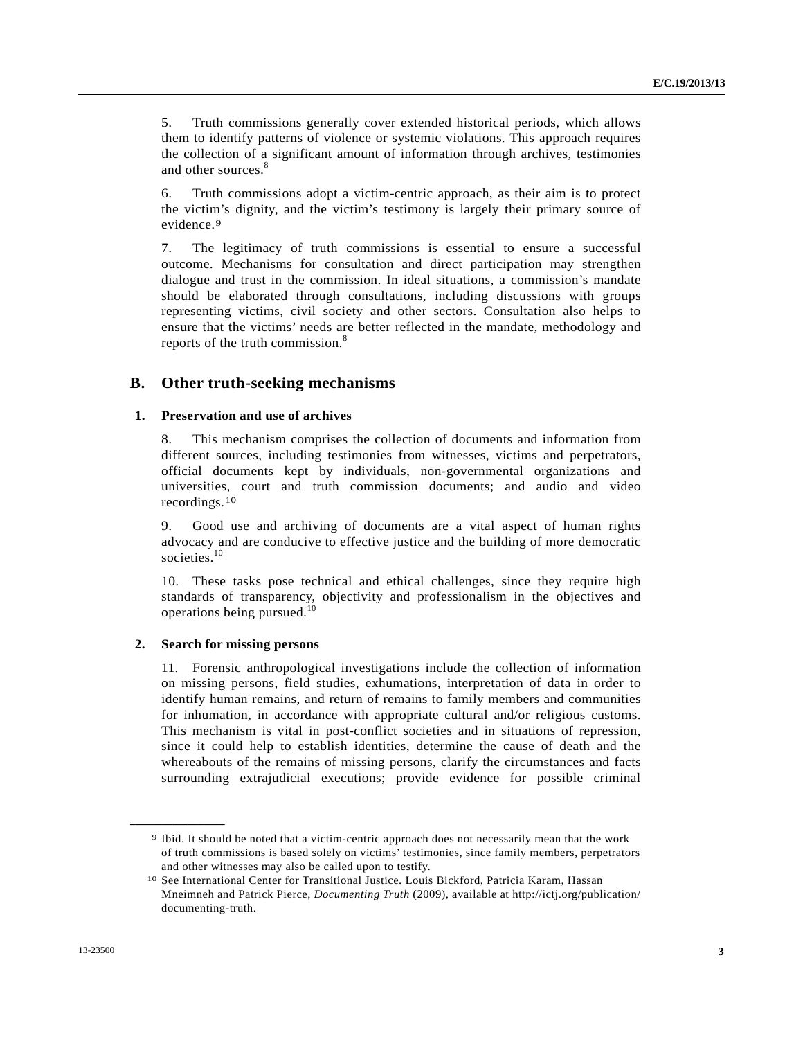5. Truth commissions generally cover extended historical periods, which allows them to identify patterns of violence or systemic violations. This approach requires the collection of a significant amount of information through archives, testimonies and other sources.[8]

6. Truth commissions adopt a victim-centric approach, as their aim is to protect the victim's dignity, and the victim's testimony is largely their primary source of evidence.[9]

7. The legitimacy of truth commissions is essential to ensure a successful outcome. Mechanisms for consultation and direct participation may strengthen dialogue and trust in the commission. In ideal situations, a commission's mandate should be elaborated through consultations, including discussions with groups representing victims, civil society and other sectors. Consultation also helps to ensure that the victims' needs are better reflected in the mandate, methodology and reports of the truth commission.[8]

## B. Other truth-seeking mechanisms

### 1. Preservation and use of archives

8. This mechanism comprises the collection of documents and information from different sources, including testimonies from witnesses, victims and perpetrators, official documents kept by individuals, non-governmental organizations and universities, court and truth commission documents; and audio and video recordings.[10]

9. Good use and archiving of documents are a vital aspect of human rights advocacy and are conducive to effective justice and the building of more democratic societies.[10]

10. These tasks pose technical and ethical challenges, since they require high standards of transparency, objectivity and professionalism in the objectives and operations being pursued.[10]

### 2. Search for missing persons

11. Forensic anthropological investigations include the collection of information on missing persons, field studies, exhumations, interpretation of data in order to identify human remains, and return of remains to family members and communities for inhumation, in accordance with appropriate cultural and/or religious customs. This mechanism is vital in post-conflict societies and in situations of repression, since it could help to establish identities, determine the cause of death and the whereabouts of the remains of missing persons, clarify the circumstances and facts surrounding extrajudicial executions; provide evidence for possible criminal

---

[9] Ibid. It should be noted that a victim-centric approach does not necessarily mean that the work of truth commissions is based solely on victims' testimonies, since family members, perpetrators and other witnesses may also be called upon to testify.

[10] See International Center for Transitional Justice. Louis Bickford, Patricia Karam, Hassan Mneimneh and Patrick Pierce, *Documenting Truth* (2009), available at http://ictj.org/publication/documenting-truth.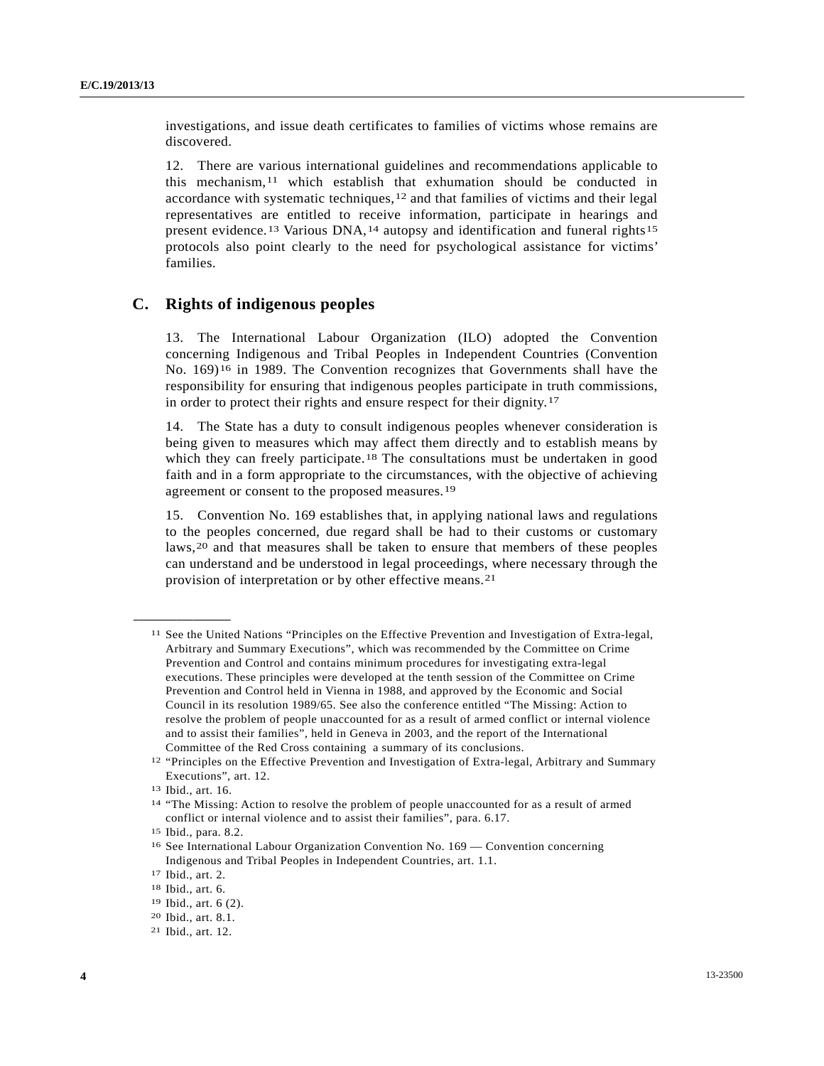investigations, and issue death certificates to families of victims whose remains are discovered.

12. There are various international guidelines and recommendations applicable to this mechanism,[11] which establish that exhumation should be conducted in accordance with systematic techniques,[12] and that families of victims and their legal representatives are entitled to receive information, participate in hearings and present evidence.[13] Various DNA,[14] autopsy and identification and funeral rights[15] protocols also point clearly to the need for psychological assistance for victims' families.

## C. Rights of indigenous peoples

13. The International Labour Organization (ILO) adopted the Convention concerning Indigenous and Tribal Peoples in Independent Countries (Convention No. 169)[16] in 1989. The Convention recognizes that Governments shall have the responsibility for ensuring that indigenous peoples participate in truth commissions, in order to protect their rights and ensure respect for their dignity.[17]

14. The State has a duty to consult indigenous peoples whenever consideration is being given to measures which may affect them directly and to establish means by which they can freely participate.[18] The consultations must be undertaken in good faith and in a form appropriate to the circumstances, with the objective of achieving agreement or consent to the proposed measures.[19]

15. Convention No. 169 establishes that, in applying national laws and regulations to the peoples concerned, due regard shall be had to their customs or customary laws,[20] and that measures shall be taken to ensure that members of these peoples can understand and be understood in legal proceedings, where necessary through the provision of interpretation or by other effective means.[21]

---

[11] See the United Nations "Principles on the Effective Prevention and Investigation of Extra-legal, Arbitrary and Summary Executions", which was recommended by the Committee on Crime Prevention and Control and contains minimum procedures for investigating extra-legal executions. These principles were developed at the tenth session of the Committee on Crime Prevention and Control held in Vienna in 1988, and approved by the Economic and Social Council in its resolution 1989/65. See also the conference entitled "The Missing: Action to resolve the problem of people unaccounted for as a result of armed conflict or internal violence and to assist their families", held in Geneva in 2003, and the report of the International Committee of the Red Cross containing a summary of its conclusions.

[12] "Principles on the Effective Prevention and Investigation of Extra-legal, Arbitrary and Summary Executions", art. 12.

[13] Ibid., art. 16.

[14] "The Missing: Action to resolve the problem of people unaccounted for as a result of armed conflict or internal violence and to assist their families", para. 6.17.

[15] Ibid., para. 8.2.

[16] See International Labour Organization Convention No. 169 — Convention concerning Indigenous and Tribal Peoples in Independent Countries, art. 1.1.

[17] Ibid., art. 2.

[18] Ibid., art. 6.

[19] Ibid., art. 6 (2).

[20] Ibid., art. 8.1.

[21] Ibid., art. 12.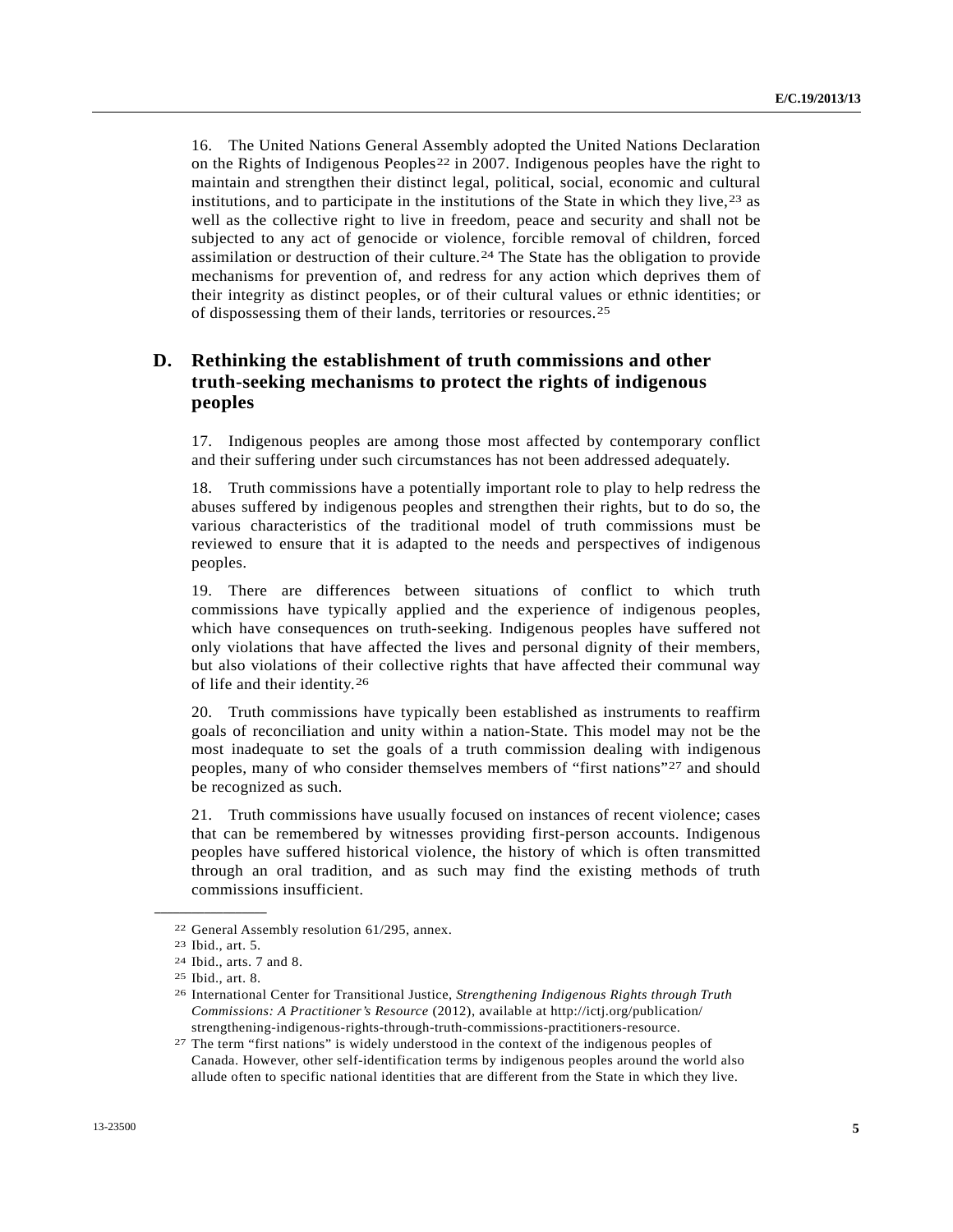16. The United Nations General Assembly adopted the United Nations Declaration on the Rights of Indigenous Peoples[22] in 2007. Indigenous peoples have the right to maintain and strengthen their distinct legal, political, social, economic and cultural institutions, and to participate in the institutions of the State in which they live,[23] as well as the collective right to live in freedom, peace and security and shall not be subjected to any act of genocide or violence, forcible removal of children, forced assimilation or destruction of their culture.[24] The State has the obligation to provide mechanisms for prevention of, and redress for any action which deprives them of their integrity as distinct peoples, or of their cultural values or ethnic identities; or of dispossessing them of their lands, territories or resources.[25]

## D. Rethinking the establishment of truth commissions and other truth-seeking mechanisms to protect the rights of indigenous peoples

17. Indigenous peoples are among those most affected by contemporary conflict and their suffering under such circumstances has not been addressed adequately.

18. Truth commissions have a potentially important role to play to help redress the abuses suffered by indigenous peoples and strengthen their rights, but to do so, the various characteristics of the traditional model of truth commissions must be reviewed to ensure that it is adapted to the needs and perspectives of indigenous peoples.

19. There are differences between situations of conflict to which truth commissions have typically applied and the experience of indigenous peoples, which have consequences on truth-seeking. Indigenous peoples have suffered not only violations that have affected the lives and personal dignity of their members, but also violations of their collective rights that have affected their communal way of life and their identity.[26]

20. Truth commissions have typically been established as instruments to reaffirm goals of reconciliation and unity within a nation-State. This model may not be the most inadequate to set the goals of a truth commission dealing with indigenous peoples, many of who consider themselves members of "first nations"[27] and should be recognized as such.

21. Truth commissions have usually focused on instances of recent violence; cases that can be remembered by witnesses providing first-person accounts. Indigenous peoples have suffered historical violence, the history of which is often transmitted through an oral tradition, and as such may find the existing methods of truth commissions insufficient.

---

[22] General Assembly resolution 61/295, annex.

[23] Ibid., art. 5.

[24] Ibid., arts. 7 and 8.

[25] Ibid., art. 8.

[26] International Center for Transitional Justice, *Strengthening Indigenous Rights through Truth Commissions: A Practitioner's Resource* (2012), available at http://ictj.org/publication/strengthening-indigenous-rights-through-truth-commissions-practitioners-resource.

[27] The term "first nations" is widely understood in the context of the indigenous peoples of Canada. However, other self-identification terms by indigenous peoples around the world also allude often to specific national identities that are different from the State in which they live.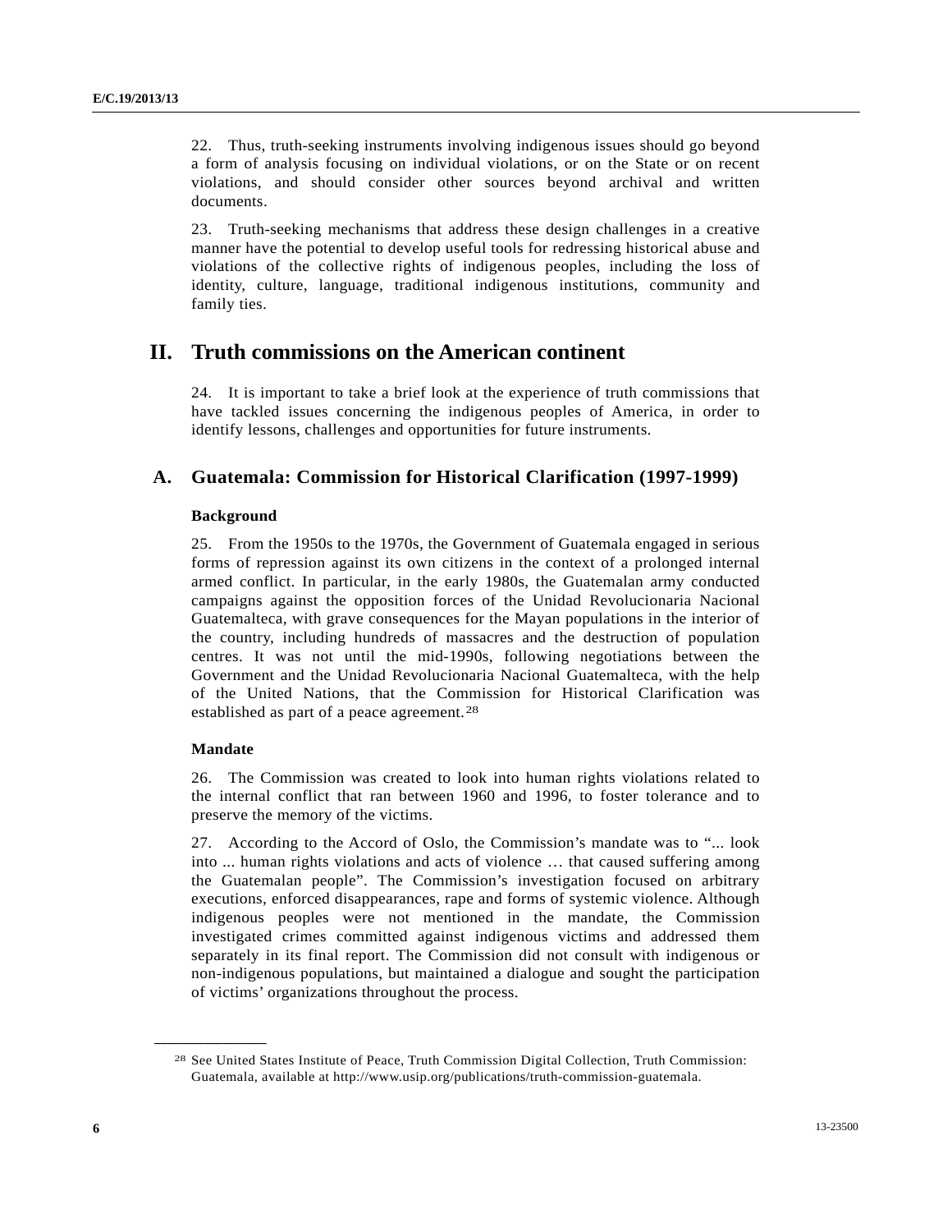22. Thus, truth-seeking instruments involving indigenous issues should go beyond a form of analysis focusing on individual violations, or on the State or on recent violations, and should consider other sources beyond archival and written documents.

23. Truth-seeking mechanisms that address these design challenges in a creative manner have the potential to develop useful tools for redressing historical abuse and violations of the collective rights of indigenous peoples, including the loss of identity, culture, language, traditional indigenous institutions, community and family ties.

# II. Truth commissions on the American continent

24. It is important to take a brief look at the experience of truth commissions that have tackled issues concerning the indigenous peoples of America, in order to identify lessons, challenges and opportunities for future instruments.

## A. Guatemala: Commission for Historical Clarification (1997-1999)

### Background

25. From the 1950s to the 1970s, the Government of Guatemala engaged in serious forms of repression against its own citizens in the context of a prolonged internal armed conflict. In particular, in the early 1980s, the Guatemalan army conducted campaigns against the opposition forces of the Unidad Revolucionaria Nacional Guatemalteca, with grave consequences for the Mayan populations in the interior of the country, including hundreds of massacres and the destruction of population centres. It was not until the mid-1990s, following negotiations between the Government and the Unidad Revolucionaria Nacional Guatemalteca, with the help of the United Nations, that the Commission for Historical Clarification was established as part of a peace agreement.[28]

### Mandate

26. The Commission was created to look into human rights violations related to the internal conflict that ran between 1960 and 1996, to foster tolerance and to preserve the memory of the victims.

27. According to the Accord of Oslo, the Commission's mandate was to "... look into ... human rights violations and acts of violence … that caused suffering among the Guatemalan people". The Commission's investigation focused on arbitrary executions, enforced disappearances, rape and forms of systemic violence. Although indigenous peoples were not mentioned in the mandate, the Commission investigated crimes committed against indigenous victims and addressed them separately in its final report. The Commission did not consult with indigenous or non-indigenous populations, but maintained a dialogue and sought the participation of victims' organizations throughout the process.

---

[28] See United States Institute of Peace, Truth Commission Digital Collection, Truth Commission: Guatemala, available at http://www.usip.org/publications/truth-commission-guatemala.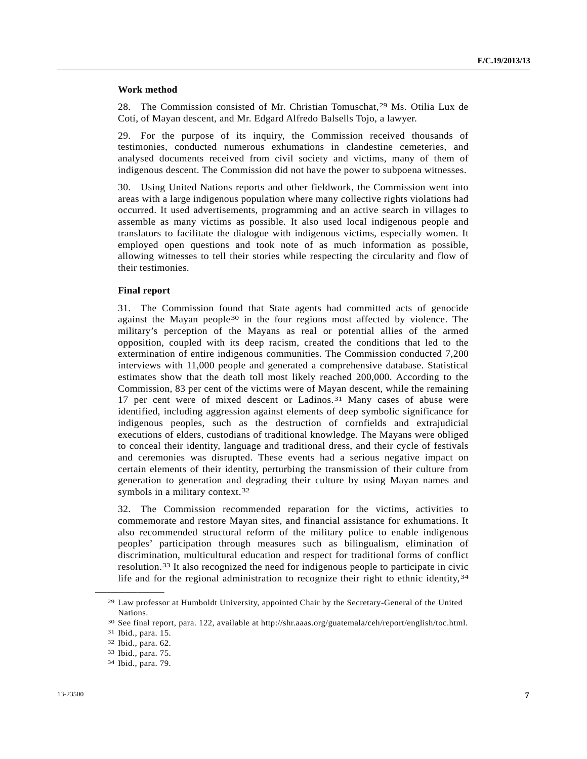**Work method**

28. The Commission consisted of Mr. Christian Tomuschat,[29] Ms. Otilia Lux de Cotí, of Mayan descent, and Mr. Edgard Alfredo Balsells Tojo, a lawyer.

29. For the purpose of its inquiry, the Commission received thousands of testimonies, conducted numerous exhumations in clandestine cemeteries, and analysed documents received from civil society and victims, many of them of indigenous descent. The Commission did not have the power to subpoena witnesses.

30. Using United Nations reports and other fieldwork, the Commission went into areas with a large indigenous population where many collective rights violations had occurred. It used advertisements, programming and an active search in villages to assemble as many victims as possible. It also used local indigenous people and translators to facilitate the dialogue with indigenous victims, especially women. It employed open questions and took note of as much information as possible, allowing witnesses to tell their stories while respecting the circularity and flow of their testimonies.

**Final report**

31. The Commission found that State agents had committed acts of genocide against the Mayan people[30] in the four regions most affected by violence. The military's perception of the Mayans as real or potential allies of the armed opposition, coupled with its deep racism, created the conditions that led to the extermination of entire indigenous communities. The Commission conducted 7,200 interviews with 11,000 people and generated a comprehensive database. Statistical estimates show that the death toll most likely reached 200,000. According to the Commission, 83 per cent of the victims were of Mayan descent, while the remaining 17 per cent were of mixed descent or Ladinos.[31] Many cases of abuse were identified, including aggression against elements of deep symbolic significance for indigenous peoples, such as the destruction of cornfields and extrajudicial executions of elders, custodians of traditional knowledge. The Mayans were obliged to conceal their identity, language and traditional dress, and their cycle of festivals and ceremonies was disrupted. These events had a serious negative impact on certain elements of their identity, perturbing the transmission of their culture from generation to generation and degrading their culture by using Mayan names and symbols in a military context.[32]

32. The Commission recommended reparation for the victims, activities to commemorate and restore Mayan sites, and financial assistance for exhumations. It also recommended structural reform of the military police to enable indigenous peoples' participation through measures such as bilingualism, elimination of discrimination, multicultural education and respect for traditional forms of conflict resolution.[33] It also recognized the need for indigenous people to participate in civic life and for the regional administration to recognize their right to ethnic identity,[34]

---

[29] Law professor at Humboldt University, appointed Chair by the Secretary-General of the United Nations.

[30] See final report, para. 122, available at http://shr.aaas.org/guatemala/ceh/report/english/toc.html.

[31] Ibid., para. 15.

[32] Ibid., para. 62.

[33] Ibid., para. 75.

[34] Ibid., para. 79.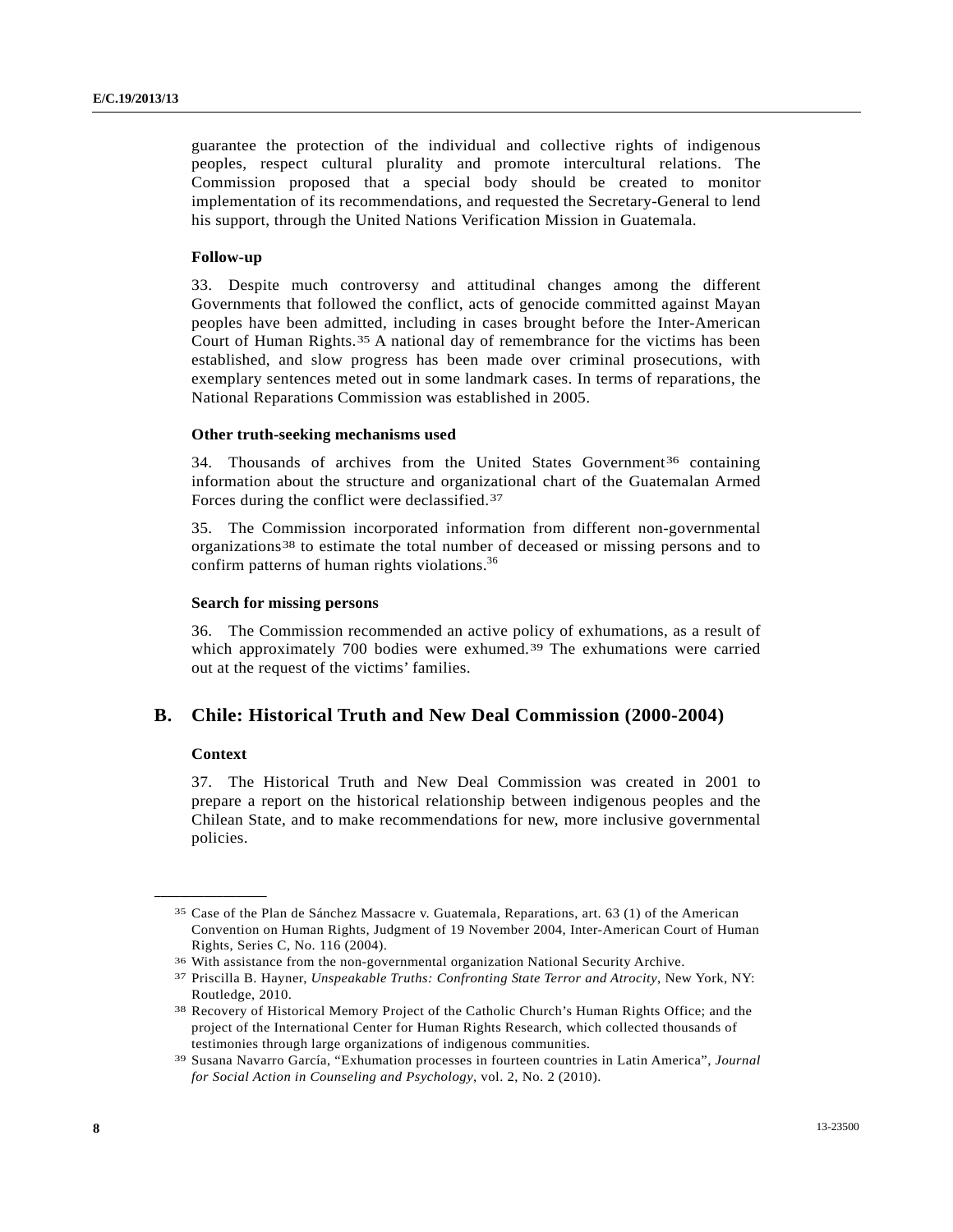guarantee the protection of the individual and collective rights of indigenous peoples, respect cultural plurality and promote intercultural relations. The Commission proposed that a special body should be created to monitor implementation of its recommendations, and requested the Secretary-General to lend his support, through the United Nations Verification Mission in Guatemala.

#### Follow-up

33. Despite much controversy and attitudinal changes among the different Governments that followed the conflict, acts of genocide committed against Mayan peoples have been admitted, including in cases brought before the Inter-American Court of Human Rights.[35] A national day of remembrance for the victims has been established, and slow progress has been made over criminal prosecutions, with exemplary sentences meted out in some landmark cases. In terms of reparations, the National Reparations Commission was established in 2005.

#### Other truth-seeking mechanisms used

34. Thousands of archives from the United States Government[36] containing information about the structure and organizational chart of the Guatemalan Armed Forces during the conflict were declassified.[37]

35. The Commission incorporated information from different non-governmental organizations[38] to estimate the total number of deceased or missing persons and to confirm patterns of human rights violations.[36]

#### Search for missing persons

36. The Commission recommended an active policy of exhumations, as a result of which approximately 700 bodies were exhumed.[39] The exhumations were carried out at the request of the victims' families.

## B. Chile: Historical Truth and New Deal Commission (2000-2004)

#### Context

37. The Historical Truth and New Deal Commission was created in 2001 to prepare a report on the historical relationship between indigenous peoples and the Chilean State, and to make recommendations for new, more inclusive governmental policies.

---

[35] Case of the Plan de Sánchez Massacre v. Guatemala, Reparations, art. 63 (1) of the American Convention on Human Rights, Judgment of 19 November 2004, Inter-American Court of Human Rights, Series C, No. 116 (2004).

[36] With assistance from the non-governmental organization National Security Archive.

[37] Priscilla B. Hayner, *Unspeakable Truths: Confronting State Terror and Atrocity*, New York, NY: Routledge, 2010.

[38] Recovery of Historical Memory Project of the Catholic Church's Human Rights Office; and the project of the International Center for Human Rights Research, which collected thousands of testimonies through large organizations of indigenous communities.

[39] Susana Navarro García, "Exhumation processes in fourteen countries in Latin America", *Journal for Social Action in Counseling and Psychology*, vol. 2, No. 2 (2010).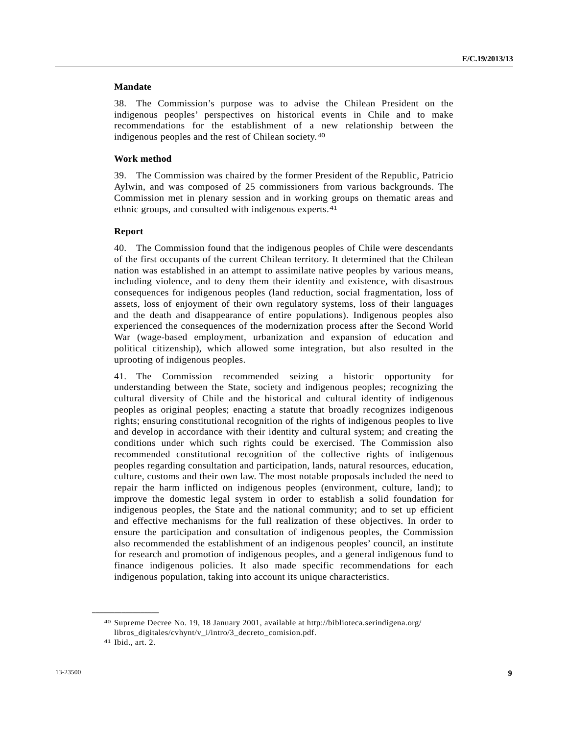**Mandate**

38. The Commission's purpose was to advise the Chilean President on the indigenous peoples' perspectives on historical events in Chile and to make recommendations for the establishment of a new relationship between the indigenous peoples and the rest of Chilean society.[40]

**Work method**

39. The Commission was chaired by the former President of the Republic, Patricio Aylwin, and was composed of 25 commissioners from various backgrounds. The Commission met in plenary session and in working groups on thematic areas and ethnic groups, and consulted with indigenous experts.[41]

**Report**

40. The Commission found that the indigenous peoples of Chile were descendants of the first occupants of the current Chilean territory. It determined that the Chilean nation was established in an attempt to assimilate native peoples by various means, including violence, and to deny them their identity and existence, with disastrous consequences for indigenous peoples (land reduction, social fragmentation, loss of assets, loss of enjoyment of their own regulatory systems, loss of their languages and the death and disappearance of entire populations). Indigenous peoples also experienced the consequences of the modernization process after the Second World War (wage-based employment, urbanization and expansion of education and political citizenship), which allowed some integration, but also resulted in the uprooting of indigenous peoples.

41. The Commission recommended seizing a historic opportunity for understanding between the State, society and indigenous peoples; recognizing the cultural diversity of Chile and the historical and cultural identity of indigenous peoples as original peoples; enacting a statute that broadly recognizes indigenous rights; ensuring constitutional recognition of the rights of indigenous peoples to live and develop in accordance with their identity and cultural system; and creating the conditions under which such rights could be exercised. The Commission also recommended constitutional recognition of the collective rights of indigenous peoples regarding consultation and participation, lands, natural resources, education, culture, customs and their own law. The most notable proposals included the need to repair the harm inflicted on indigenous peoples (environment, culture, land); to improve the domestic legal system in order to establish a solid foundation for indigenous peoples, the State and the national community; and to set up efficient and effective mechanisms for the full realization of these objectives. In order to ensure the participation and consultation of indigenous peoples, the Commission also recommended the establishment of an indigenous peoples' council, an institute for research and promotion of indigenous peoples, and a general indigenous fund to finance indigenous policies. It also made specific recommendations for each indigenous population, taking into account its unique characteristics.

---

[40] Supreme Decree No. 19, 18 January 2001, available at http://biblioteca.serindigena.org/libros_digitales/cvhynt/v_i/intro/3_decreto_comision.pdf.

[41] Ibid., art. 2.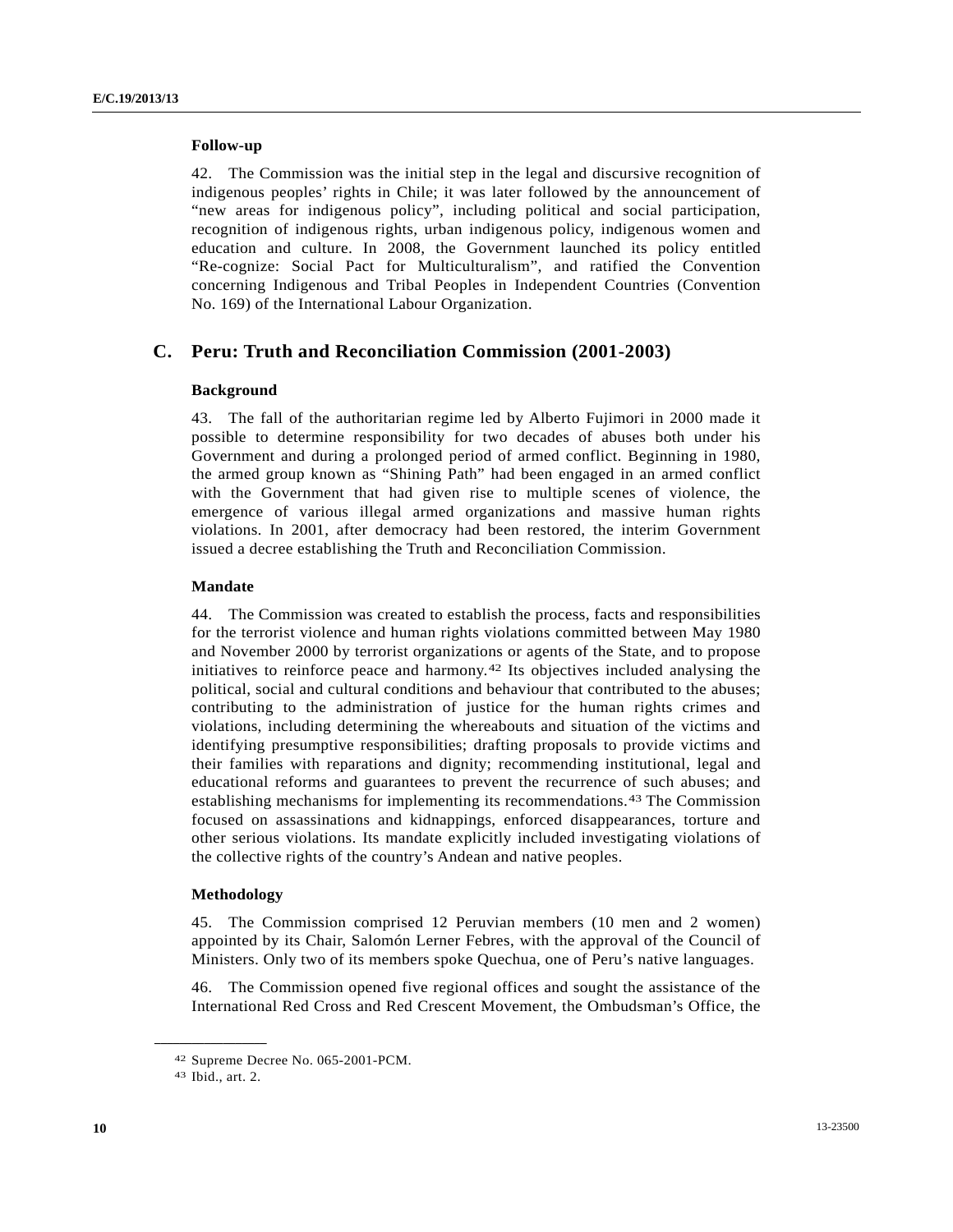#### Follow-up

42. The Commission was the initial step in the legal and discursive recognition of indigenous peoples' rights in Chile; it was later followed by the announcement of "new areas for indigenous policy", including political and social participation, recognition of indigenous rights, urban indigenous policy, indigenous women and education and culture. In 2008, the Government launched its policy entitled "Re-cognize: Social Pact for Multiculturalism", and ratified the Convention concerning Indigenous and Tribal Peoples in Independent Countries (Convention No. 169) of the International Labour Organization.

### C. Peru: Truth and Reconciliation Commission (2001-2003)

#### Background

43. The fall of the authoritarian regime led by Alberto Fujimori in 2000 made it possible to determine responsibility for two decades of abuses both under his Government and during a prolonged period of armed conflict. Beginning in 1980, the armed group known as "Shining Path" had been engaged in an armed conflict with the Government that had given rise to multiple scenes of violence, the emergence of various illegal armed organizations and massive human rights violations. In 2001, after democracy had been restored, the interim Government issued a decree establishing the Truth and Reconciliation Commission.

#### Mandate

44. The Commission was created to establish the process, facts and responsibilities for the terrorist violence and human rights violations committed between May 1980 and November 2000 by terrorist organizations or agents of the State, and to propose initiatives to reinforce peace and harmony.[42] Its objectives included analysing the political, social and cultural conditions and behaviour that contributed to the abuses; contributing to the administration of justice for the human rights crimes and violations, including determining the whereabouts and situation of the victims and identifying presumptive responsibilities; drafting proposals to provide victims and their families with reparations and dignity; recommending institutional, legal and educational reforms and guarantees to prevent the recurrence of such abuses; and establishing mechanisms for implementing its recommendations.[43] The Commission focused on assassinations and kidnappings, enforced disappearances, torture and other serious violations. Its mandate explicitly included investigating violations of the collective rights of the country's Andean and native peoples.

#### Methodology

45. The Commission comprised 12 Peruvian members (10 men and 2 women) appointed by its Chair, Salomón Lerner Febres, with the approval of the Council of Ministers. Only two of its members spoke Quechua, one of Peru's native languages.

46. The Commission opened five regional offices and sought the assistance of the International Red Cross and Red Crescent Movement, the Ombudsman's Office, the

---

[42] Supreme Decree No. 065-2001-PCM.

[43] Ibid., art. 2.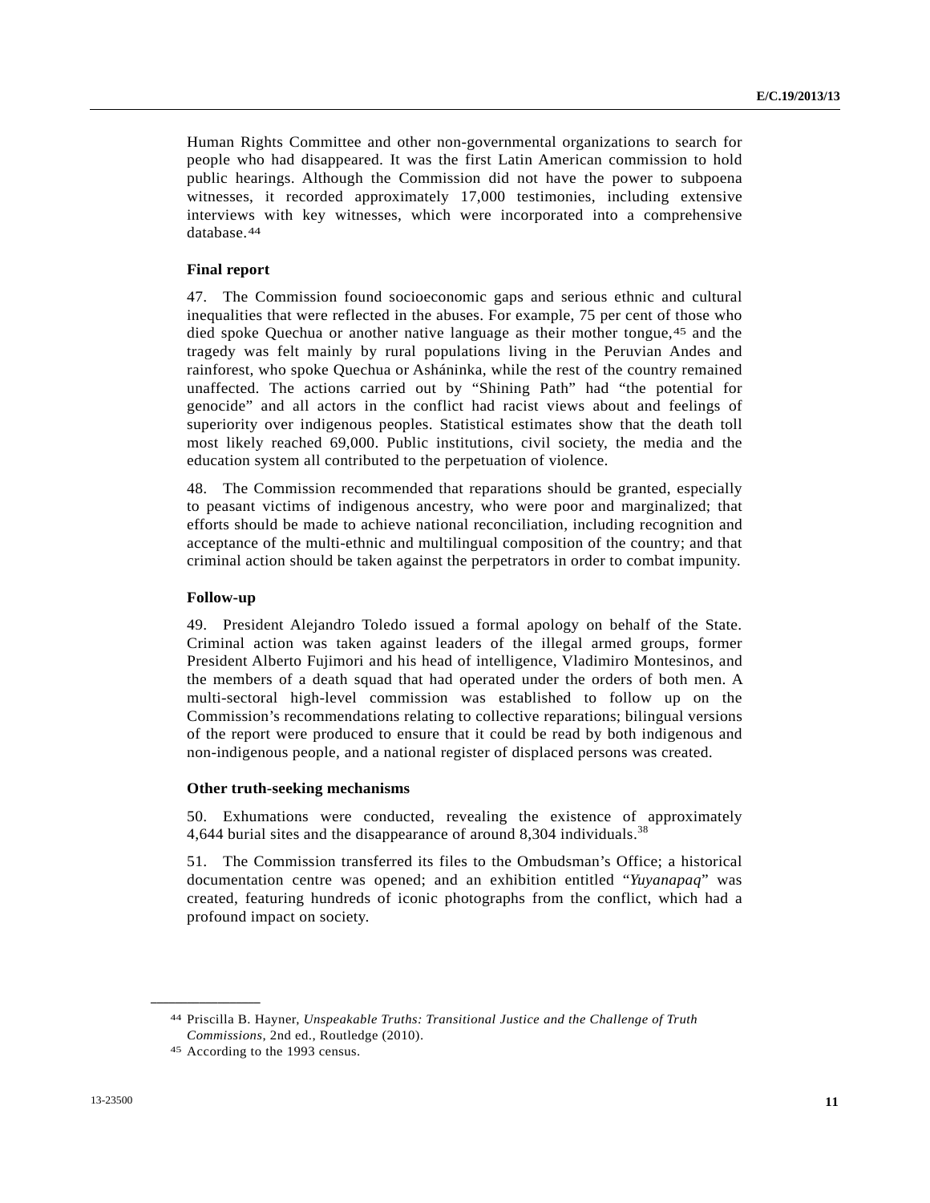Human Rights Committee and other non-governmental organizations to search for people who had disappeared. It was the first Latin American commission to hold public hearings. Although the Commission did not have the power to subpoena witnesses, it recorded approximately 17,000 testimonies, including extensive interviews with key witnesses, which were incorporated into a comprehensive database.[44]

**Final report**

47. The Commission found socioeconomic gaps and serious ethnic and cultural inequalities that were reflected in the abuses. For example, 75 per cent of those who died spoke Quechua or another native language as their mother tongue,[45] and the tragedy was felt mainly by rural populations living in the Peruvian Andes and rainforest, who spoke Quechua or Asháninka, while the rest of the country remained unaffected. The actions carried out by "Shining Path" had "the potential for genocide" and all actors in the conflict had racist views about and feelings of superiority over indigenous peoples. Statistical estimates show that the death toll most likely reached 69,000. Public institutions, civil society, the media and the education system all contributed to the perpetuation of violence.

48. The Commission recommended that reparations should be granted, especially to peasant victims of indigenous ancestry, who were poor and marginalized; that efforts should be made to achieve national reconciliation, including recognition and acceptance of the multi-ethnic and multilingual composition of the country; and that criminal action should be taken against the perpetrators in order to combat impunity.

**Follow-up**

49. President Alejandro Toledo issued a formal apology on behalf of the State. Criminal action was taken against leaders of the illegal armed groups, former President Alberto Fujimori and his head of intelligence, Vladimiro Montesinos, and the members of a death squad that had operated under the orders of both men. A multi-sectoral high-level commission was established to follow up on the Commission's recommendations relating to collective reparations; bilingual versions of the report were produced to ensure that it could be read by both indigenous and non-indigenous people, and a national register of displaced persons was created.

**Other truth-seeking mechanisms**

50. Exhumations were conducted, revealing the existence of approximately 4,644 burial sites and the disappearance of around 8,304 individuals.[38]

51. The Commission transferred its files to the Ombudsman's Office; a historical documentation centre was opened; and an exhibition entitled "*Yuyanapaq*" was created, featuring hundreds of iconic photographs from the conflict, which had a profound impact on society.

---

[44] Priscilla B. Hayner, *Unspeakable Truths: Transitional Justice and the Challenge of Truth Commissions*, 2nd ed., Routledge (2010).

[45] According to the 1993 census.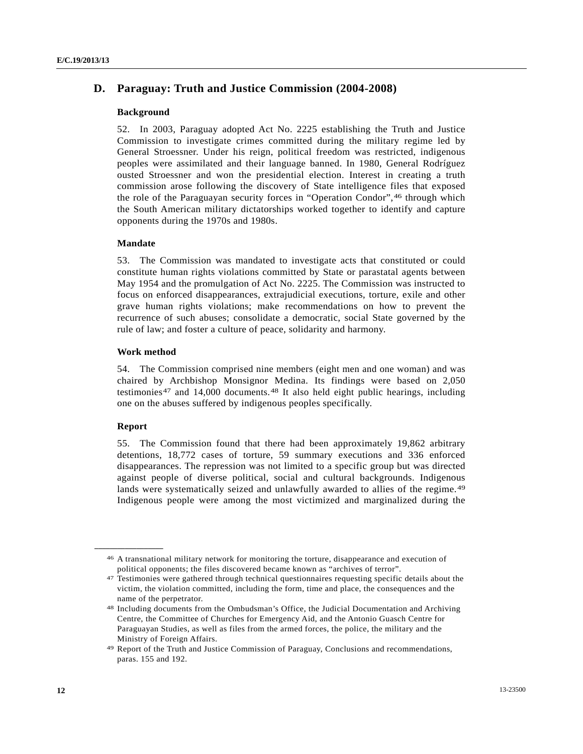## D. Paraguay: Truth and Justice Commission (2004-2008)

### Background

52. In 2003, Paraguay adopted Act No. 2225 establishing the Truth and Justice Commission to investigate crimes committed during the military regime led by General Stroessner. Under his reign, political freedom was restricted, indigenous peoples were assimilated and their language banned. In 1980, General Rodríguez ousted Stroessner and won the presidential election. Interest in creating a truth commission arose following the discovery of State intelligence files that exposed the role of the Paraguayan security forces in "Operation Condor",[46] through which the South American military dictatorships worked together to identify and capture opponents during the 1970s and 1980s.

### Mandate

53. The Commission was mandated to investigate acts that constituted or could constitute human rights violations committed by State or parastatal agents between May 1954 and the promulgation of Act No. 2225. The Commission was instructed to focus on enforced disappearances, extrajudicial executions, torture, exile and other grave human rights violations; make recommendations on how to prevent the recurrence of such abuses; consolidate a democratic, social State governed by the rule of law; and foster a culture of peace, solidarity and harmony.

### Work method

54. The Commission comprised nine members (eight men and one woman) and was chaired by Archbishop Monsignor Medina. Its findings were based on 2,050 testimonies[47] and 14,000 documents.[48] It also held eight public hearings, including one on the abuses suffered by indigenous peoples specifically.

### Report

55. The Commission found that there had been approximately 19,862 arbitrary detentions, 18,772 cases of torture, 59 summary executions and 336 enforced disappearances. The repression was not limited to a specific group but was directed against people of diverse political, social and cultural backgrounds. Indigenous lands were systematically seized and unlawfully awarded to allies of the regime.[49] Indigenous people were among the most victimized and marginalized during the

---

[46] A transnational military network for monitoring the torture, disappearance and execution of political opponents; the files discovered became known as "archives of terror".

[47] Testimonies were gathered through technical questionnaires requesting specific details about the victim, the violation committed, including the form, time and place, the consequences and the name of the perpetrator.

[48] Including documents from the Ombudsman's Office, the Judicial Documentation and Archiving Centre, the Committee of Churches for Emergency Aid, and the Antonio Guasch Centre for Paraguayan Studies, as well as files from the armed forces, the police, the military and the Ministry of Foreign Affairs.

[49] Report of the Truth and Justice Commission of Paraguay, Conclusions and recommendations, paras. 155 and 192.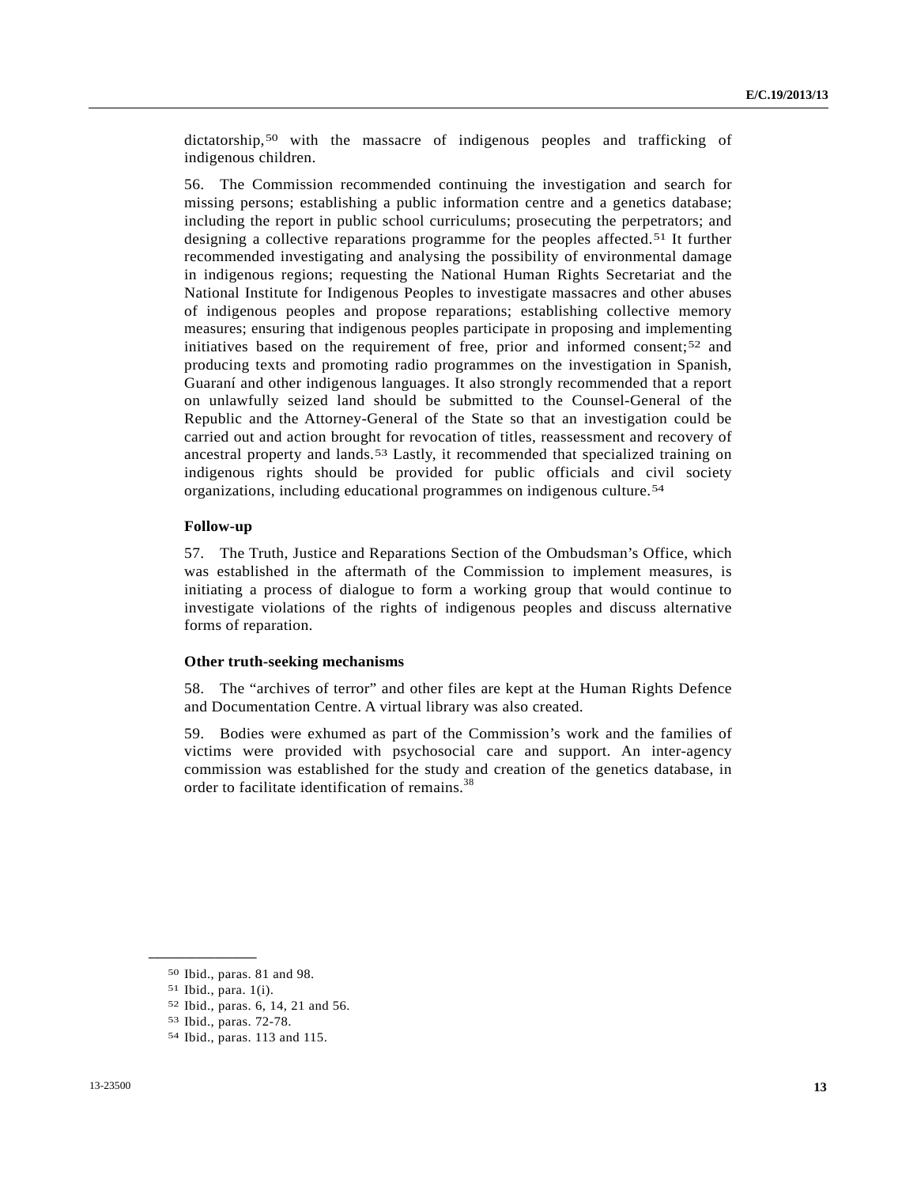dictatorship,[50] with the massacre of indigenous peoples and trafficking of indigenous children.

56. The Commission recommended continuing the investigation and search for missing persons; establishing a public information centre and a genetics database; including the report in public school curriculums; prosecuting the perpetrators; and designing a collective reparations programme for the peoples affected.[51] It further recommended investigating and analysing the possibility of environmental damage in indigenous regions; requesting the National Human Rights Secretariat and the National Institute for Indigenous Peoples to investigate massacres and other abuses of indigenous peoples and propose reparations; establishing collective memory measures; ensuring that indigenous peoples participate in proposing and implementing initiatives based on the requirement of free, prior and informed consent;[52] and producing texts and promoting radio programmes on the investigation in Spanish, Guaraní and other indigenous languages. It also strongly recommended that a report on unlawfully seized land should be submitted to the Counsel-General of the Republic and the Attorney-General of the State so that an investigation could be carried out and action brought for revocation of titles, reassessment and recovery of ancestral property and lands.[53] Lastly, it recommended that specialized training on indigenous rights should be provided for public officials and civil society organizations, including educational programmes on indigenous culture.[54]

**Follow-up**

57. The Truth, Justice and Reparations Section of the Ombudsman's Office, which was established in the aftermath of the Commission to implement measures, is initiating a process of dialogue to form a working group that would continue to investigate violations of the rights of indigenous peoples and discuss alternative forms of reparation.

**Other truth-seeking mechanisms**

58. The "archives of terror" and other files are kept at the Human Rights Defence and Documentation Centre. A virtual library was also created.

59. Bodies were exhumed as part of the Commission's work and the families of victims were provided with psychosocial care and support. An inter-agency commission was established for the study and creation of the genetics database, in order to facilitate identification of remains.[38]

---

[50] Ibid., paras. 81 and 98.

[51] Ibid., para. 1(i).

[52] Ibid., paras. 6, 14, 21 and 56.

[53] Ibid., paras. 72-78.

[54] Ibid., paras. 113 and 115.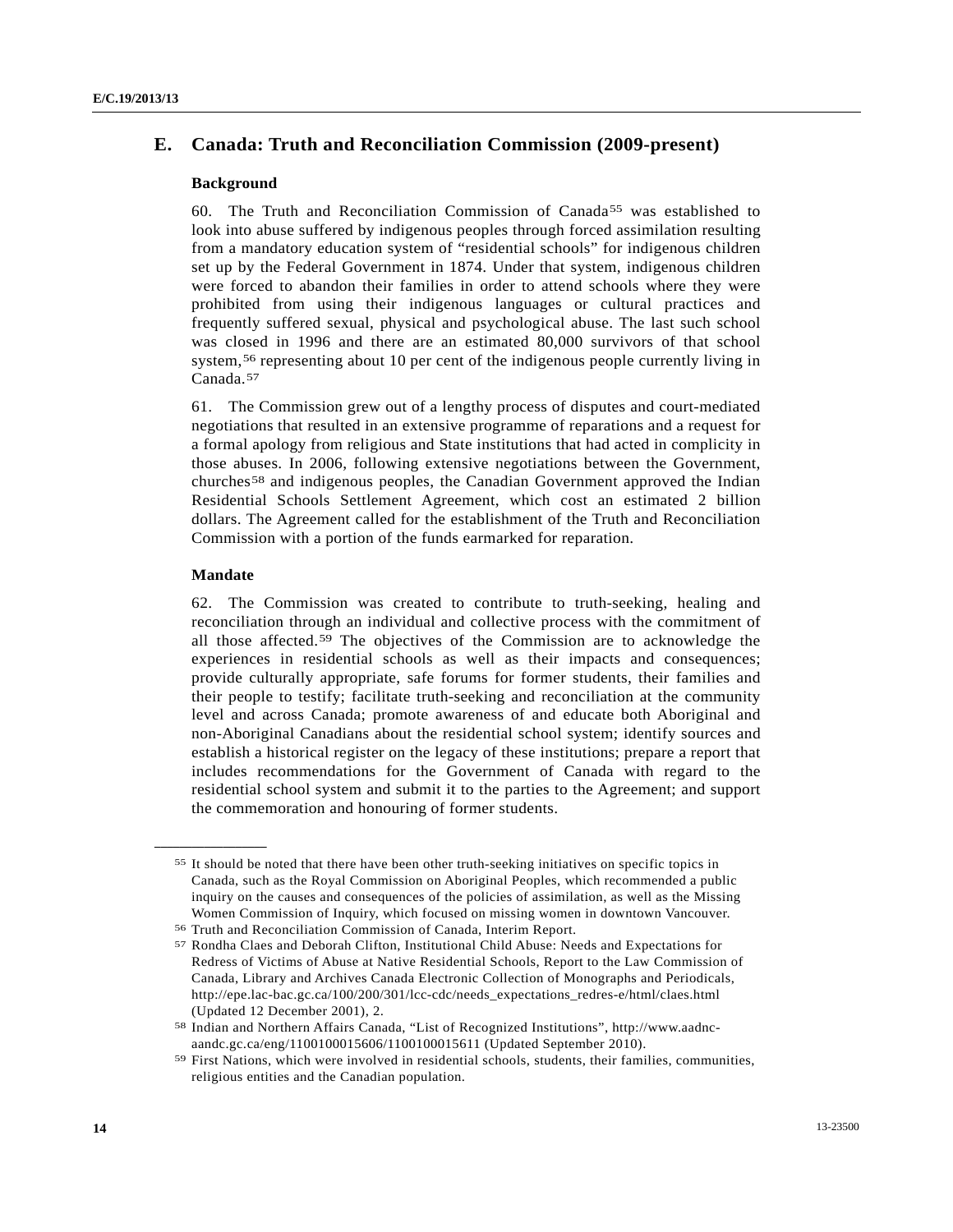## E. Canada: Truth and Reconciliation Commission (2009-present)

### Background

60. The Truth and Reconciliation Commission of Canada[55] was established to look into abuse suffered by indigenous peoples through forced assimilation resulting from a mandatory education system of "residential schools" for indigenous children set up by the Federal Government in 1874. Under that system, indigenous children were forced to abandon their families in order to attend schools where they were prohibited from using their indigenous languages or cultural practices and frequently suffered sexual, physical and psychological abuse. The last such school was closed in 1996 and there are an estimated 80,000 survivors of that school system,[56] representing about 10 per cent of the indigenous people currently living in Canada.[57]

61. The Commission grew out of a lengthy process of disputes and court-mediated negotiations that resulted in an extensive programme of reparations and a request for a formal apology from religious and State institutions that had acted in complicity in those abuses. In 2006, following extensive negotiations between the Government, churches[58] and indigenous peoples, the Canadian Government approved the Indian Residential Schools Settlement Agreement, which cost an estimated 2 billion dollars. The Agreement called for the establishment of the Truth and Reconciliation Commission with a portion of the funds earmarked for reparation.

### Mandate

62. The Commission was created to contribute to truth-seeking, healing and reconciliation through an individual and collective process with the commitment of all those affected.[59] The objectives of the Commission are to acknowledge the experiences in residential schools as well as their impacts and consequences; provide culturally appropriate, safe forums for former students, their families and their people to testify; facilitate truth-seeking and reconciliation at the community level and across Canada; promote awareness of and educate both Aboriginal and non-Aboriginal Canadians about the residential school system; identify sources and establish a historical register on the legacy of these institutions; prepare a report that includes recommendations for the Government of Canada with regard to the residential school system and submit it to the parties to the Agreement; and support the commemoration and honouring of former students.

---

[55] It should be noted that there have been other truth-seeking initiatives on specific topics in Canada, such as the Royal Commission on Aboriginal Peoples, which recommended a public inquiry on the causes and consequences of the policies of assimilation, as well as the Missing Women Commission of Inquiry, which focused on missing women in downtown Vancouver.

[56] Truth and Reconciliation Commission of Canada, Interim Report.

[57] Rondha Claes and Deborah Clifton, Institutional Child Abuse: Needs and Expectations for Redress of Victims of Abuse at Native Residential Schools, Report to the Law Commission of Canada, Library and Archives Canada Electronic Collection of Monographs and Periodicals, http://epe.lac-bac.gc.ca/100/200/301/lcc-cdc/needs_expectations_redres-e/html/claes.html (Updated 12 December 2001), 2.

[58] Indian and Northern Affairs Canada, "List of Recognized Institutions", http://www.aadnc-aandc.gc.ca/eng/1100100015606/1100100015611 (Updated September 2010).

[59] First Nations, which were involved in residential schools, students, their families, communities, religious entities and the Canadian population.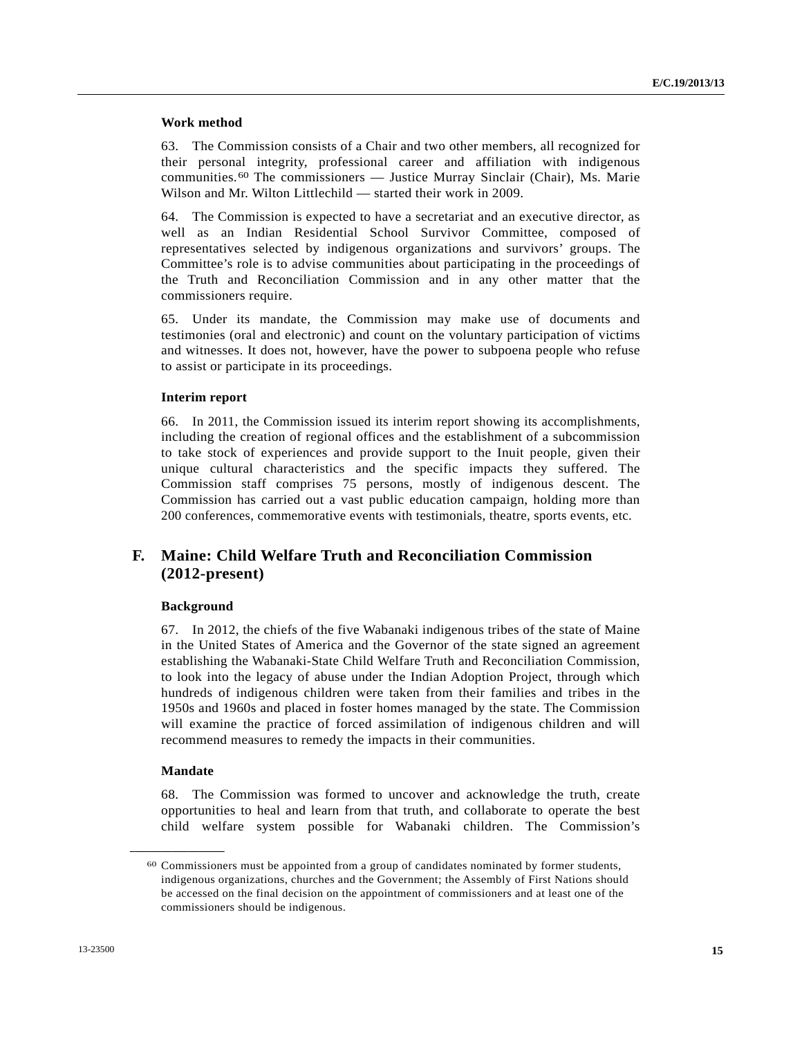**Work method**

63. The Commission consists of a Chair and two other members, all recognized for their personal integrity, professional career and affiliation with indigenous communities.[60] The commissioners — Justice Murray Sinclair (Chair), Ms. Marie Wilson and Mr. Wilton Littlechild — started their work in 2009.

64. The Commission is expected to have a secretariat and an executive director, as well as an Indian Residential School Survivor Committee, composed of representatives selected by indigenous organizations and survivors' groups. The Committee's role is to advise communities about participating in the proceedings of the Truth and Reconciliation Commission and in any other matter that the commissioners require.

65. Under its mandate, the Commission may make use of documents and testimonies (oral and electronic) and count on the voluntary participation of victims and witnesses. It does not, however, have the power to subpoena people who refuse to assist or participate in its proceedings.

**Interim report**

66. In 2011, the Commission issued its interim report showing its accomplishments, including the creation of regional offices and the establishment of a subcommission to take stock of experiences and provide support to the Inuit people, given their unique cultural characteristics and the specific impacts they suffered. The Commission staff comprises 75 persons, mostly of indigenous descent. The Commission has carried out a vast public education campaign, holding more than 200 conferences, commemorative events with testimonials, theatre, sports events, etc.

## F. Maine: Child Welfare Truth and Reconciliation Commission (2012-present)

**Background**

67. In 2012, the chiefs of the five Wabanaki indigenous tribes of the state of Maine in the United States of America and the Governor of the state signed an agreement establishing the Wabanaki-State Child Welfare Truth and Reconciliation Commission, to look into the legacy of abuse under the Indian Adoption Project, through which hundreds of indigenous children were taken from their families and tribes in the 1950s and 1960s and placed in foster homes managed by the state. The Commission will examine the practice of forced assimilation of indigenous children and will recommend measures to remedy the impacts in their communities.

**Mandate**

68. The Commission was formed to uncover and acknowledge the truth, create opportunities to heal and learn from that truth, and collaborate to operate the best child welfare system possible for Wabanaki children. The Commission's

---

[60] Commissioners must be appointed from a group of candidates nominated by former students, indigenous organizations, churches and the Government; the Assembly of First Nations should be accessed on the final decision on the appointment of commissioners and at least one of the commissioners should be indigenous.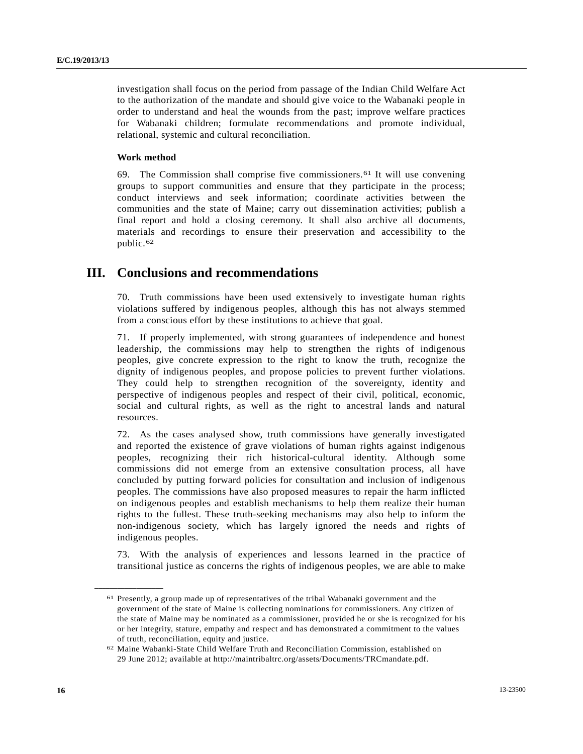investigation shall focus on the period from passage of the Indian Child Welfare Act to the authorization of the mandate and should give voice to the Wabanaki people in order to understand and heal the wounds from the past; improve welfare practices for Wabanaki children; formulate recommendations and promote individual, relational, systemic and cultural reconciliation.

**Work method**

69. The Commission shall comprise five commissioners.[61] It will use convening groups to support communities and ensure that they participate in the process; conduct interviews and seek information; coordinate activities between the communities and the state of Maine; carry out dissemination activities; publish a final report and hold a closing ceremony. It shall also archive all documents, materials and recordings to ensure their preservation and accessibility to the public.[62]

# III. Conclusions and recommendations

70. Truth commissions have been used extensively to investigate human rights violations suffered by indigenous peoples, although this has not always stemmed from a conscious effort by these institutions to achieve that goal.

71. If properly implemented, with strong guarantees of independence and honest leadership, the commissions may help to strengthen the rights of indigenous peoples, give concrete expression to the right to know the truth, recognize the dignity of indigenous peoples, and propose policies to prevent further violations. They could help to strengthen recognition of the sovereignty, identity and perspective of indigenous peoples and respect of their civil, political, economic, social and cultural rights, as well as the right to ancestral lands and natural resources.

72. As the cases analysed show, truth commissions have generally investigated and reported the existence of grave violations of human rights against indigenous peoples, recognizing their rich historical-cultural identity. Although some commissions did not emerge from an extensive consultation process, all have concluded by putting forward policies for consultation and inclusion of indigenous peoples. The commissions have also proposed measures to repair the harm inflicted on indigenous peoples and establish mechanisms to help them realize their human rights to the fullest. These truth-seeking mechanisms may also help to inform the non-indigenous society, which has largely ignored the needs and rights of indigenous peoples.

73. With the analysis of experiences and lessons learned in the practice of transitional justice as concerns the rights of indigenous peoples, we are able to make

---

[61] Presently, a group made up of representatives of the tribal Wabanaki government and the government of the state of Maine is collecting nominations for commissioners. Any citizen of the state of Maine may be nominated as a commissioner, provided he or she is recognized for his or her integrity, stature, empathy and respect and has demonstrated a commitment to the values of truth, reconciliation, equity and justice.

[62] Maine Wabanki-State Child Welfare Truth and Reconciliation Commission, established on 29 June 2012; available at http://maintribaltrc.org/assets/Documents/TRCmandate.pdf.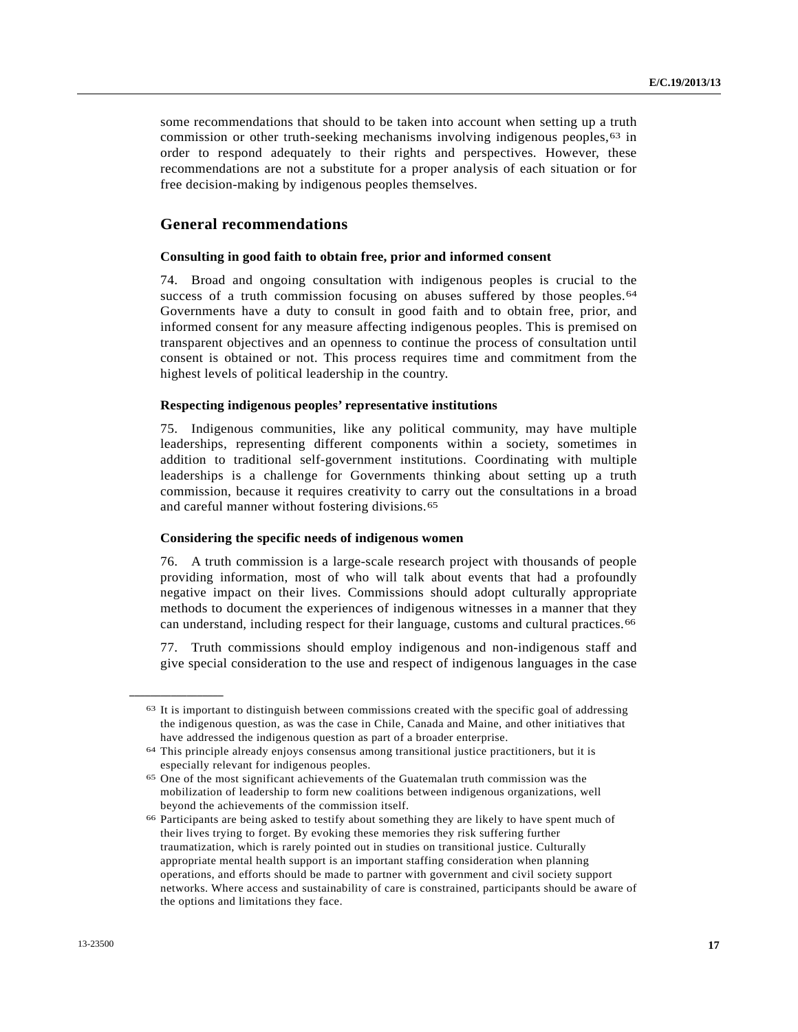some recommendations that should to be taken into account when setting up a truth commission or other truth-seeking mechanisms involving indigenous peoples,[63] in order to respond adequately to their rights and perspectives. However, these recommendations are not a substitute for a proper analysis of each situation or for free decision-making by indigenous peoples themselves.

## General recommendations

### Consulting in good faith to obtain free, prior and informed consent

74. Broad and ongoing consultation with indigenous peoples is crucial to the success of a truth commission focusing on abuses suffered by those peoples.[64] Governments have a duty to consult in good faith and to obtain free, prior, and informed consent for any measure affecting indigenous peoples. This is premised on transparent objectives and an openness to continue the process of consultation until consent is obtained or not. This process requires time and commitment from the highest levels of political leadership in the country.

### Respecting indigenous peoples' representative institutions

75. Indigenous communities, like any political community, may have multiple leaderships, representing different components within a society, sometimes in addition to traditional self-government institutions. Coordinating with multiple leaderships is a challenge for Governments thinking about setting up a truth commission, because it requires creativity to carry out the consultations in a broad and careful manner without fostering divisions.[65]

### Considering the specific needs of indigenous women

76. A truth commission is a large-scale research project with thousands of people providing information, most of who will talk about events that had a profoundly negative impact on their lives. Commissions should adopt culturally appropriate methods to document the experiences of indigenous witnesses in a manner that they can understand, including respect for their language, customs and cultural practices.[66]

77. Truth commissions should employ indigenous and non-indigenous staff and give special consideration to the use and respect of indigenous languages in the case

---

[63] It is important to distinguish between commissions created with the specific goal of addressing the indigenous question, as was the case in Chile, Canada and Maine, and other initiatives that have addressed the indigenous question as part of a broader enterprise.

[64] This principle already enjoys consensus among transitional justice practitioners, but it is especially relevant for indigenous peoples.

[65] One of the most significant achievements of the Guatemalan truth commission was the mobilization of leadership to form new coalitions between indigenous organizations, well beyond the achievements of the commission itself.

[66] Participants are being asked to testify about something they are likely to have spent much of their lives trying to forget. By evoking these memories they risk suffering further traumatization, which is rarely pointed out in studies on transitional justice. Culturally appropriate mental health support is an important staffing consideration when planning operations, and efforts should be made to partner with government and civil society support networks. Where access and sustainability of care is constrained, participants should be aware of the options and limitations they face.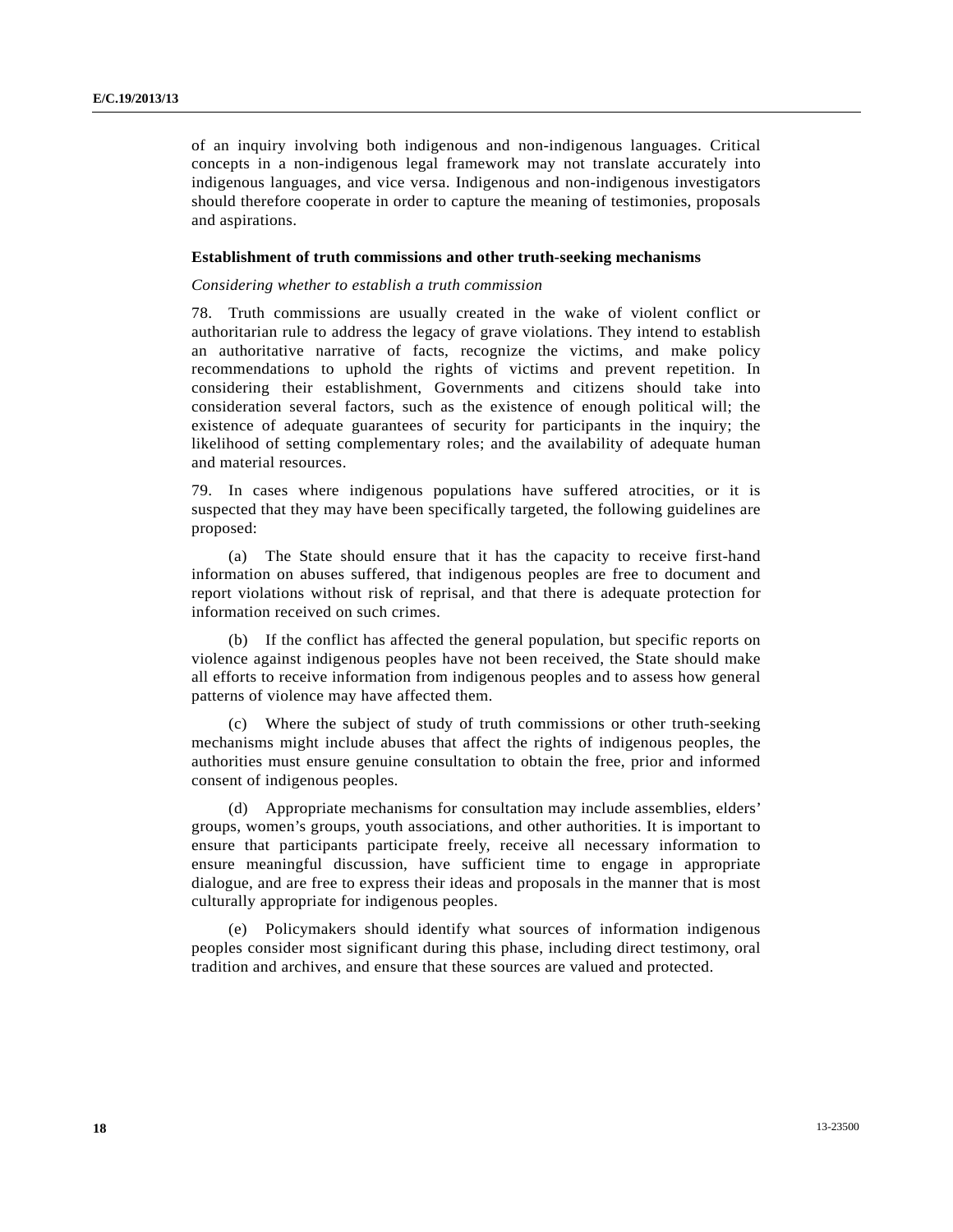of an inquiry involving both indigenous and non-indigenous languages. Critical concepts in a non-indigenous legal framework may not translate accurately into indigenous languages, and vice versa. Indigenous and non-indigenous investigators should therefore cooperate in order to capture the meaning of testimonies, proposals and aspirations.

**Establishment of truth commissions and other truth-seeking mechanisms**

*Considering whether to establish a truth commission*

78. Truth commissions are usually created in the wake of violent conflict or authoritarian rule to address the legacy of grave violations. They intend to establish an authoritative narrative of facts, recognize the victims, and make policy recommendations to uphold the rights of victims and prevent repetition. In considering their establishment, Governments and citizens should take into consideration several factors, such as the existence of enough political will; the existence of adequate guarantees of security for participants in the inquiry; the likelihood of setting complementary roles; and the availability of adequate human and material resources.

79. In cases where indigenous populations have suffered atrocities, or it is suspected that they may have been specifically targeted, the following guidelines are proposed:

(a) The State should ensure that it has the capacity to receive first-hand information on abuses suffered, that indigenous peoples are free to document and report violations without risk of reprisal, and that there is adequate protection for information received on such crimes.

(b) If the conflict has affected the general population, but specific reports on violence against indigenous peoples have not been received, the State should make all efforts to receive information from indigenous peoples and to assess how general patterns of violence may have affected them.

(c) Where the subject of study of truth commissions or other truth-seeking mechanisms might include abuses that affect the rights of indigenous peoples, the authorities must ensure genuine consultation to obtain the free, prior and informed consent of indigenous peoples.

(d) Appropriate mechanisms for consultation may include assemblies, elders' groups, women's groups, youth associations, and other authorities. It is important to ensure that participants participate freely, receive all necessary information to ensure meaningful discussion, have sufficient time to engage in appropriate dialogue, and are free to express their ideas and proposals in the manner that is most culturally appropriate for indigenous peoples.

(e) Policymakers should identify what sources of information indigenous peoples consider most significant during this phase, including direct testimony, oral tradition and archives, and ensure that these sources are valued and protected.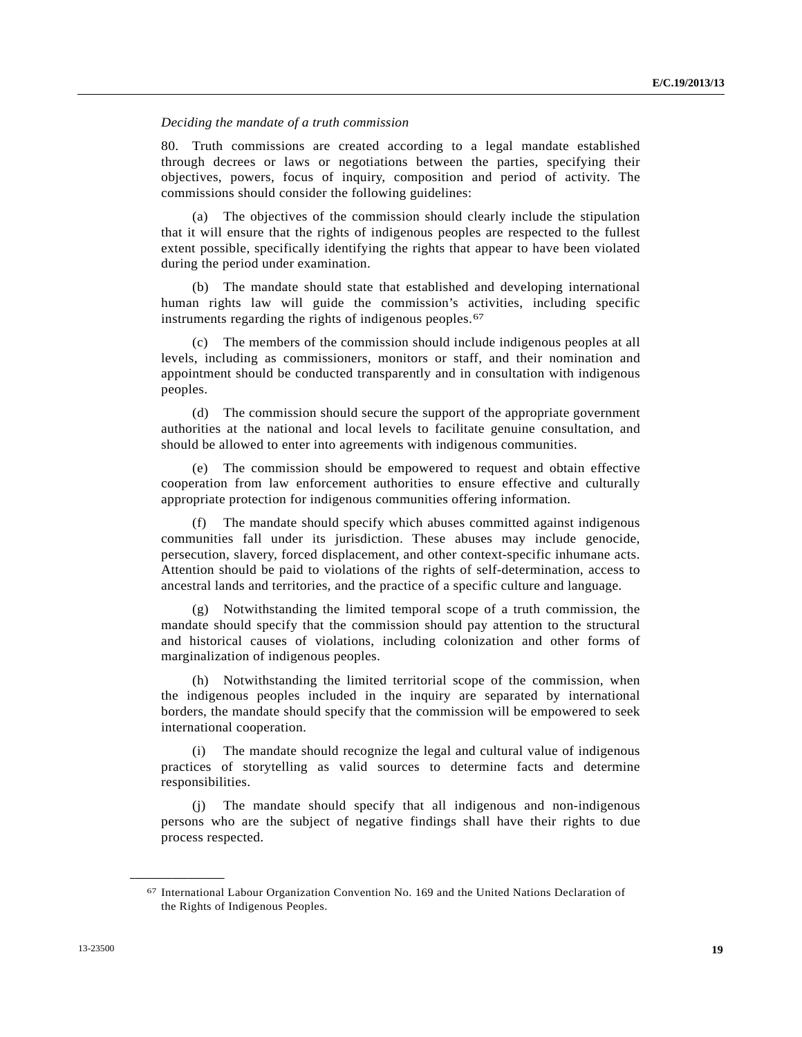*Deciding the mandate of a truth commission*

80. Truth commissions are created according to a legal mandate established through decrees or laws or negotiations between the parties, specifying their objectives, powers, focus of inquiry, composition and period of activity. The commissions should consider the following guidelines:

(a) The objectives of the commission should clearly include the stipulation that it will ensure that the rights of indigenous peoples are respected to the fullest extent possible, specifically identifying the rights that appear to have been violated during the period under examination.

(b) The mandate should state that established and developing international human rights law will guide the commission's activities, including specific instruments regarding the rights of indigenous peoples.[67]

(c) The members of the commission should include indigenous peoples at all levels, including as commissioners, monitors or staff, and their nomination and appointment should be conducted transparently and in consultation with indigenous peoples.

(d) The commission should secure the support of the appropriate government authorities at the national and local levels to facilitate genuine consultation, and should be allowed to enter into agreements with indigenous communities.

(e) The commission should be empowered to request and obtain effective cooperation from law enforcement authorities to ensure effective and culturally appropriate protection for indigenous communities offering information.

(f) The mandate should specify which abuses committed against indigenous communities fall under its jurisdiction. These abuses may include genocide, persecution, slavery, forced displacement, and other context-specific inhumane acts. Attention should be paid to violations of the rights of self-determination, access to ancestral lands and territories, and the practice of a specific culture and language.

(g) Notwithstanding the limited temporal scope of a truth commission, the mandate should specify that the commission should pay attention to the structural and historical causes of violations, including colonization and other forms of marginalization of indigenous peoples.

(h) Notwithstanding the limited territorial scope of the commission, when the indigenous peoples included in the inquiry are separated by international borders, the mandate should specify that the commission will be empowered to seek international cooperation.

(i) The mandate should recognize the legal and cultural value of indigenous practices of storytelling as valid sources to determine facts and determine responsibilities.

(j) The mandate should specify that all indigenous and non-indigenous persons who are the subject of negative findings shall have their rights to due process respected.

---

[67] International Labour Organization Convention No. 169 and the United Nations Declaration of the Rights of Indigenous Peoples.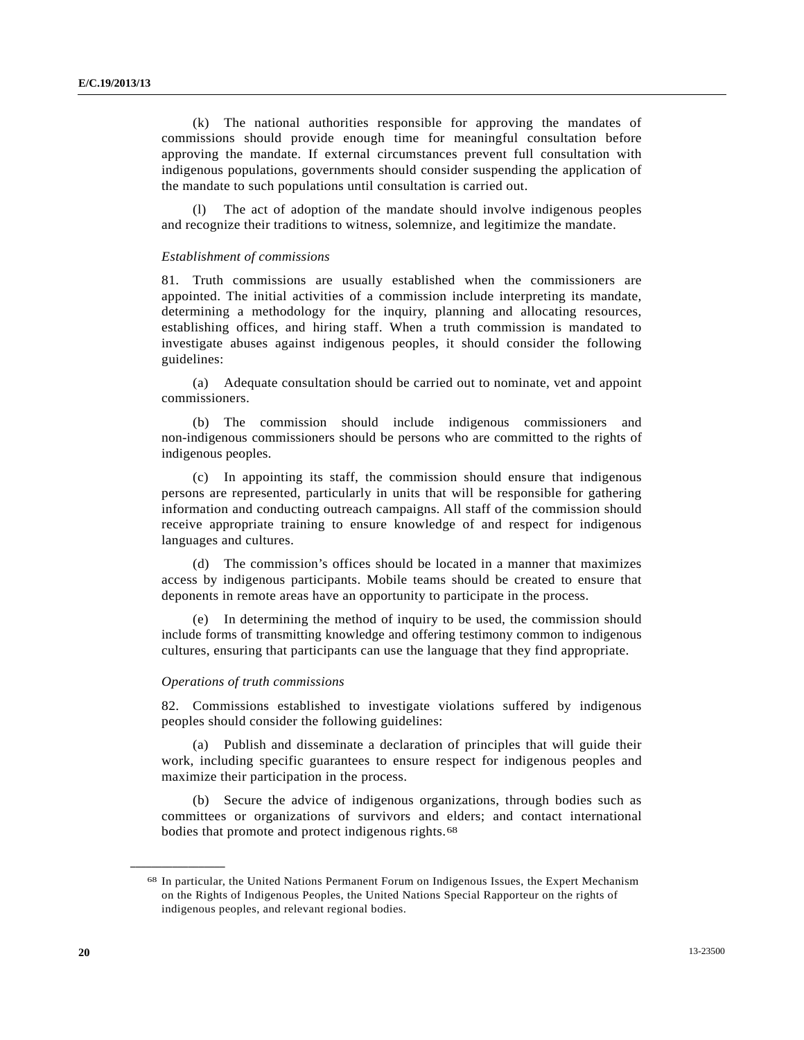(k) The national authorities responsible for approving the mandates of commissions should provide enough time for meaningful consultation before approving the mandate. If external circumstances prevent full consultation with indigenous populations, governments should consider suspending the application of the mandate to such populations until consultation is carried out.

(l) The act of adoption of the mandate should involve indigenous peoples and recognize their traditions to witness, solemnize, and legitimize the mandate.

*Establishment of commissions*

81. Truth commissions are usually established when the commissioners are appointed. The initial activities of a commission include interpreting its mandate, determining a methodology for the inquiry, planning and allocating resources, establishing offices, and hiring staff. When a truth commission is mandated to investigate abuses against indigenous peoples, it should consider the following guidelines:

(a) Adequate consultation should be carried out to nominate, vet and appoint commissioners.

(b) The commission should include indigenous commissioners and non-indigenous commissioners should be persons who are committed to the rights of indigenous peoples.

(c) In appointing its staff, the commission should ensure that indigenous persons are represented, particularly in units that will be responsible for gathering information and conducting outreach campaigns. All staff of the commission should receive appropriate training to ensure knowledge of and respect for indigenous languages and cultures.

(d) The commission's offices should be located in a manner that maximizes access by indigenous participants. Mobile teams should be created to ensure that deponents in remote areas have an opportunity to participate in the process.

(e) In determining the method of inquiry to be used, the commission should include forms of transmitting knowledge and offering testimony common to indigenous cultures, ensuring that participants can use the language that they find appropriate.

*Operations of truth commissions*

82. Commissions established to investigate violations suffered by indigenous peoples should consider the following guidelines:

(a) Publish and disseminate a declaration of principles that will guide their work, including specific guarantees to ensure respect for indigenous peoples and maximize their participation in the process.

(b) Secure the advice of indigenous organizations, through bodies such as committees or organizations of survivors and elders; and contact international bodies that promote and protect indigenous rights.[68]

---

[68] In particular, the United Nations Permanent Forum on Indigenous Issues, the Expert Mechanism on the Rights of Indigenous Peoples, the United Nations Special Rapporteur on the rights of indigenous peoples, and relevant regional bodies.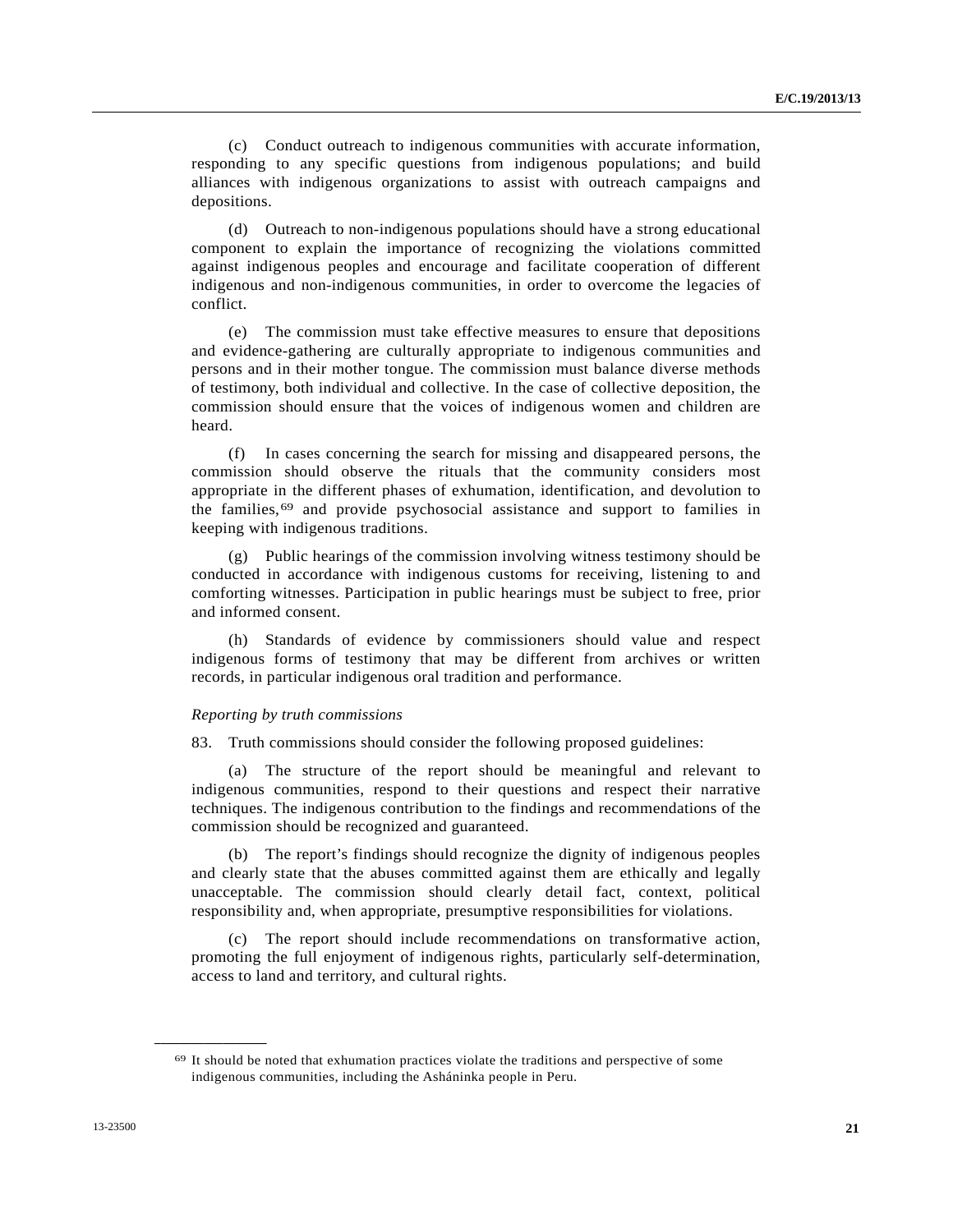(c) Conduct outreach to indigenous communities with accurate information, responding to any specific questions from indigenous populations; and build alliances with indigenous organizations to assist with outreach campaigns and depositions.

(d) Outreach to non-indigenous populations should have a strong educational component to explain the importance of recognizing the violations committed against indigenous peoples and encourage and facilitate cooperation of different indigenous and non-indigenous communities, in order to overcome the legacies of conflict.

(e) The commission must take effective measures to ensure that depositions and evidence-gathering are culturally appropriate to indigenous communities and persons and in their mother tongue. The commission must balance diverse methods of testimony, both individual and collective. In the case of collective deposition, the commission should ensure that the voices of indigenous women and children are heard.

(f) In cases concerning the search for missing and disappeared persons, the commission should observe the rituals that the community considers most appropriate in the different phases of exhumation, identification, and devolution to the families,[69] and provide psychosocial assistance and support to families in keeping with indigenous traditions.

(g) Public hearings of the commission involving witness testimony should be conducted in accordance with indigenous customs for receiving, listening to and comforting witnesses. Participation in public hearings must be subject to free, prior and informed consent.

(h) Standards of evidence by commissioners should value and respect indigenous forms of testimony that may be different from archives or written records, in particular indigenous oral tradition and performance.

*Reporting by truth commissions*

83. Truth commissions should consider the following proposed guidelines:

(a) The structure of the report should be meaningful and relevant to indigenous communities, respond to their questions and respect their narrative techniques. The indigenous contribution to the findings and recommendations of the commission should be recognized and guaranteed.

(b) The report's findings should recognize the dignity of indigenous peoples and clearly state that the abuses committed against them are ethically and legally unacceptable. The commission should clearly detail fact, context, political responsibility and, when appropriate, presumptive responsibilities for violations.

(c) The report should include recommendations on transformative action, promoting the full enjoyment of indigenous rights, particularly self-determination, access to land and territory, and cultural rights.

---

[69] It should be noted that exhumation practices violate the traditions and perspective of some indigenous communities, including the Asháninka people in Peru.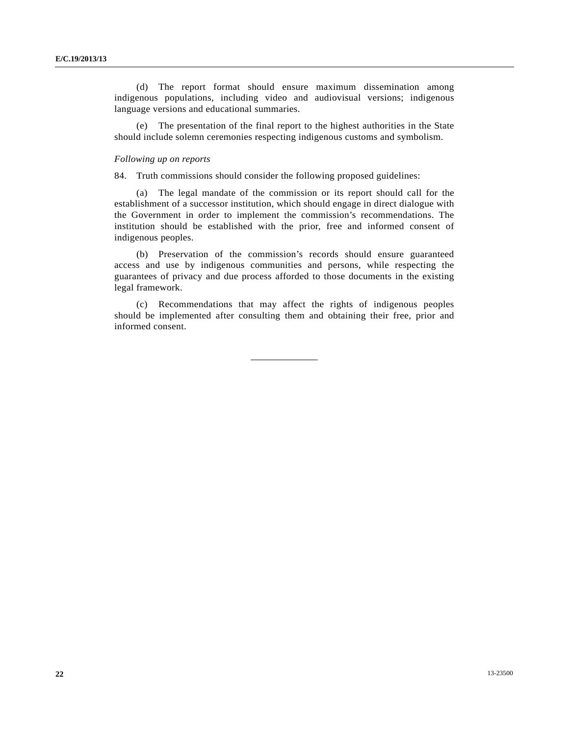(d) The report format should ensure maximum dissemination among indigenous populations, including video and audiovisual versions; indigenous language versions and educational summaries.

(e) The presentation of the final report to the highest authorities in the State should include solemn ceremonies respecting indigenous customs and symbolism.

*Following up on reports*

84. Truth commissions should consider the following proposed guidelines:

(a) The legal mandate of the commission or its report should call for the establishment of a successor institution, which should engage in direct dialogue with the Government in order to implement the commission's recommendations. The institution should be established with the prior, free and informed consent of indigenous peoples.

(b) Preservation of the commission's records should ensure guaranteed access and use by indigenous communities and persons, while respecting the guarantees of privacy and due process afforded to those documents in the existing legal framework.

(c) Recommendations that may affect the rights of indigenous peoples should be implemented after consulting them and obtaining their free, prior and informed consent.